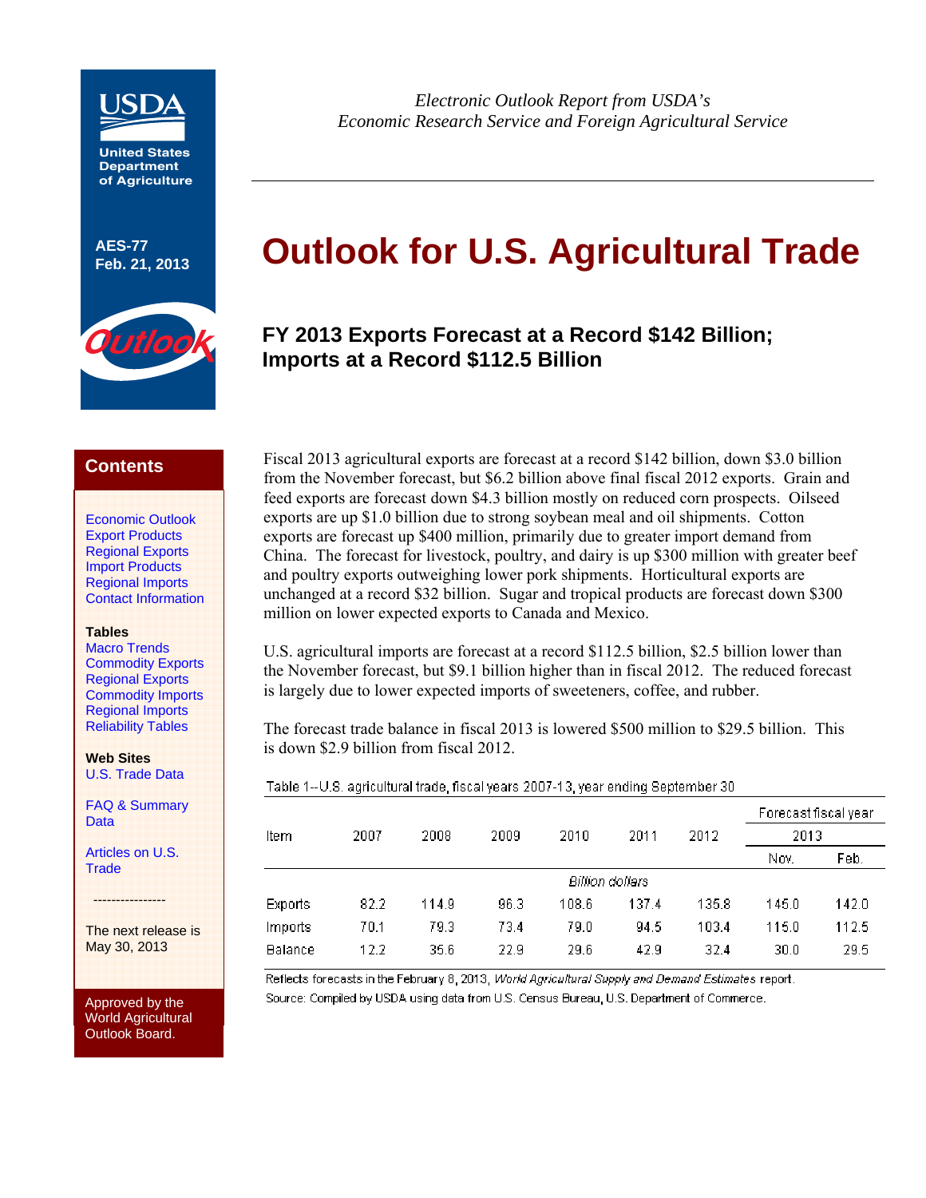USDA

United States Department of Agriculture

AES-77
Feb. 21, 2013

Outlook

*Electronic Outlook Report from USDA's Economic Research Service and Foreign Agricultural Service*

# Outlook for U.S. Agricultural Trade

## FY 2013 Exports Forecast at a Record $142 Billion; Imports at a Record $112.5 Billion

**Contents**

Economic Outlook
Export Products
Regional Exports
Import Products
Regional Imports
Contact Information

**Tables**

Macro Trends
Commodity Exports
Regional Exports
Commodity Imports
Regional Imports
Reliability Tables

**Web Sites**

U.S. Trade Data

FAQ & Summary Data

Articles on U.S. Trade

----------------

The next release is May 30, 2013

Approved by the World Agricultural Outlook Board.

Fiscal 2013 agricultural exports are forecast at a record $142 billion, down $3.0 billion from the November forecast, but $6.2 billion above final fiscal 2012 exports. Grain and feed exports are forecast down $4.3 billion mostly on reduced corn prospects. Oilseed exports are up $1.0 billion due to strong soybean meal and oil shipments. Cotton exports are forecast up $400 million, primarily due to greater import demand from China. The forecast for livestock, poultry, and dairy is up $300 million with greater beef and poultry exports outweighing lower pork shipments. Horticultural exports are unchanged at a record $32 billion. Sugar and tropical products are forecast down $300 million on lower expected exports to Canada and Mexico.

U.S. agricultural imports are forecast at a record $112.5 billion, $2.5 billion lower than the November forecast, but $9.1 billion higher than in fiscal 2012. The reduced forecast is largely due to lower expected imports of sweeteners, coffee, and rubber.

The forecast trade balance in fiscal 2013 is lowered $500 million to $29.5 billion. This is down $2.9 billion from fiscal 2012.

Table 1--U.S. agricultural trade, fiscal years 2007-13, year ending September 30

| Item | 2007 | 2008 | 2009 | 2010 | 2011 | 2012 | Forecast fiscal year 2013 | |
|---|---|---|---|---|---|---|---|---|
| | | | | | | | Nov. | Feb. |
| | *Billion dollars* | | | | | | | |
| Exports | 82.2 | 114.9 | 96.3 | 108.6 | 137.4 | 135.8 | 145.0 | 142.0 |
| Imports | 70.1 | 79.3 | 73.4 | 79.0 | 94.5 | 103.4 | 115.0 | 112.5 |
| Balance | 12.2 | 35.6 | 22.9 | 29.6 | 42.9 | 32.4 | 30.0 | 29.5 |

Reflects forecasts in the February 8, 2013, *World Agricultural Supply and Demand Estimates* report.

Source: Compiled by USDA using data from U.S. Census Bureau, U.S. Department of Commerce.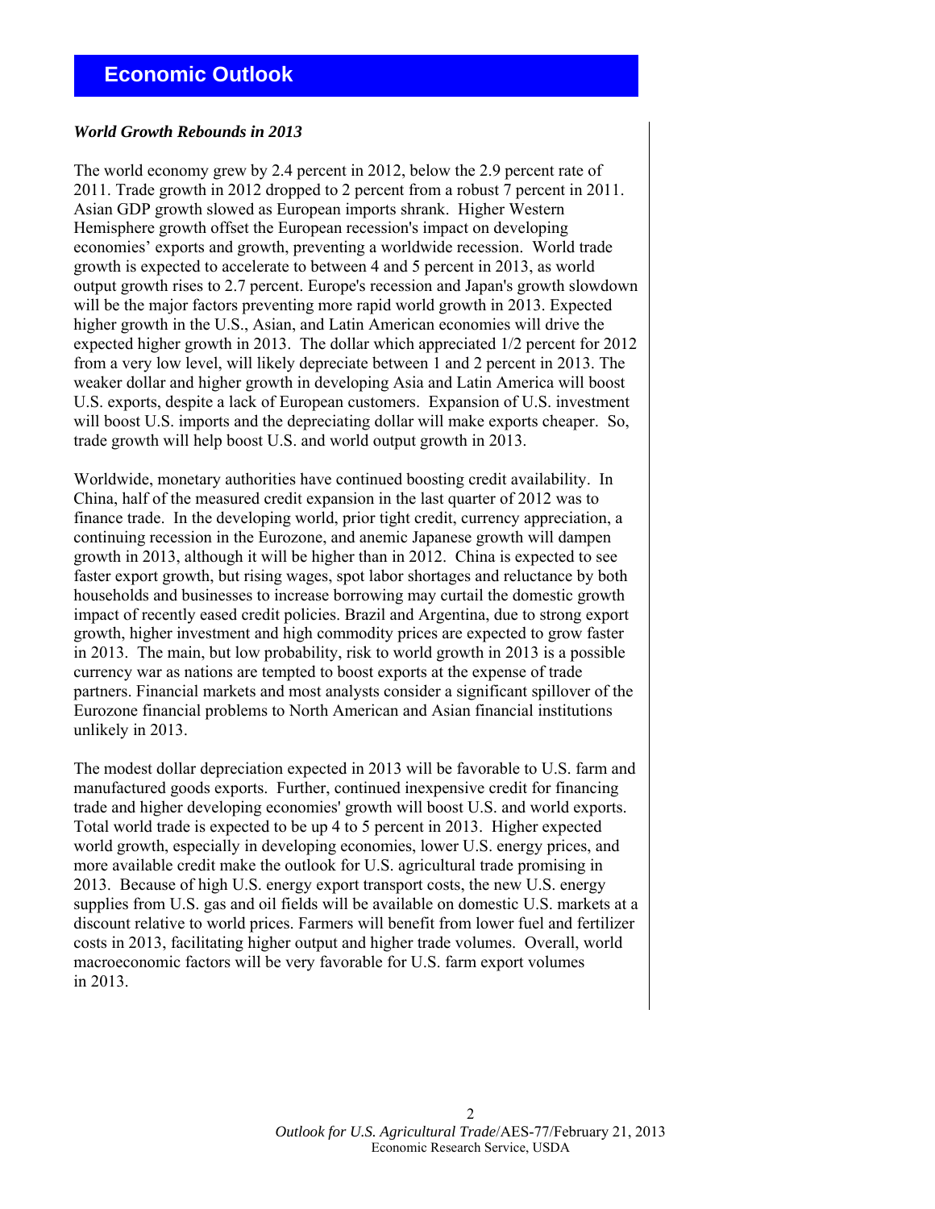## Economic Outlook

### *World Growth Rebounds in 2013*

The world economy grew by 2.4 percent in 2012, below the 2.9 percent rate of 2011. Trade growth in 2012 dropped to 2 percent from a robust 7 percent in 2011. Asian GDP growth slowed as European imports shrank. Higher Western Hemisphere growth offset the European recession's impact on developing economies' exports and growth, preventing a worldwide recession. World trade growth is expected to accelerate to between 4 and 5 percent in 2013, as world output growth rises to 2.7 percent. Europe's recession and Japan's growth slowdown will be the major factors preventing more rapid world growth in 2013. Expected higher growth in the U.S., Asian, and Latin American economies will drive the expected higher growth in 2013. The dollar which appreciated 1/2 percent for 2012 from a very low level, will likely depreciate between 1 and 2 percent in 2013. The weaker dollar and higher growth in developing Asia and Latin America will boost U.S. exports, despite a lack of European customers. Expansion of U.S. investment will boost U.S. imports and the depreciating dollar will make exports cheaper. So, trade growth will help boost U.S. and world output growth in 2013.

Worldwide, monetary authorities have continued boosting credit availability. In China, half of the measured credit expansion in the last quarter of 2012 was to finance trade. In the developing world, prior tight credit, currency appreciation, a continuing recession in the Eurozone, and anemic Japanese growth will dampen growth in 2013, although it will be higher than in 2012. China is expected to see faster export growth, but rising wages, spot labor shortages and reluctance by both households and businesses to increase borrowing may curtail the domestic growth impact of recently eased credit policies. Brazil and Argentina, due to strong export growth, higher investment and high commodity prices are expected to grow faster in 2013. The main, but low probability, risk to world growth in 2013 is a possible currency war as nations are tempted to boost exports at the expense of trade partners. Financial markets and most analysts consider a significant spillover of the Eurozone financial problems to North American and Asian financial institutions unlikely in 2013.

The modest dollar depreciation expected in 2013 will be favorable to U.S. farm and manufactured goods exports. Further, continued inexpensive credit for financing trade and higher developing economies' growth will boost U.S. and world exports. Total world trade is expected to be up 4 to 5 percent in 2013. Higher expected world growth, especially in developing economies, lower U.S. energy prices, and more available credit make the outlook for U.S. agricultural trade promising in 2013. Because of high U.S. energy export transport costs, the new U.S. energy supplies from U.S. gas and oil fields will be available on domestic U.S. markets at a discount relative to world prices. Farmers will benefit from lower fuel and fertilizer costs in 2013, facilitating higher output and higher trade volumes. Overall, world macroeconomic factors will be very favorable for U.S. farm export volumes in 2013.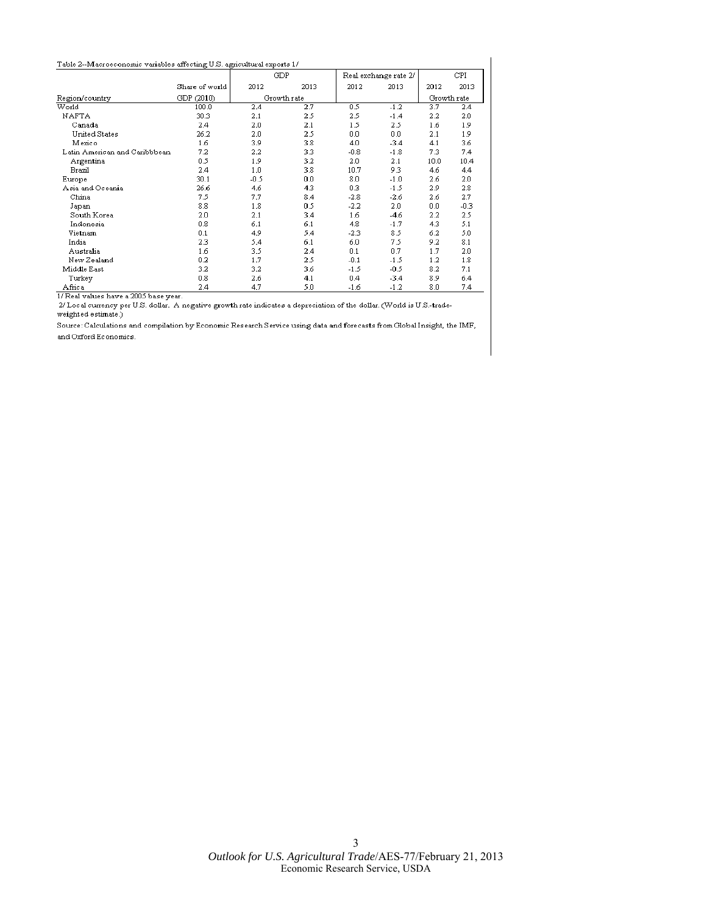Table 2--Macroeconomic variables affecting U.S. agricultural exports 1/

| | | GDP | | Real exchange rate 2/ | | CPI | |
|---|---|---|---|---|---|---|---|
| | Share of world | 2012 | 2013 | 2012 | 2013 | 2012 | 2013 |
| Region/country | GDP (2010) | Growth rate | | | | Growth rate | |
| World | 100.0 | 2.4 | 2.7 | 0.5 | -1.2 | 3.7 | 2.4 |
| NAFTA | 30.3 | 2.1 | 2.5 | 2.5 | -1.4 | 2.2 | 2.0 |
| Canada | 2.4 | 2.0 | 2.1 | 1.5 | 2.5 | 1.6 | 1.9 |
| United States | 26.2 | 2.0 | 2.5 | 0.0 | 0.0 | 2.1 | 1.9 |
| Mexico | 1.6 | 3.9 | 3.8 | 4.0 | -3.4 | 4.1 | 3.6 |
| Latin American and Caribbbean | 7.2 | 2.2 | 3.3 | -0.8 | -1.8 | 7.3 | 7.4 |
| Argentina | 0.5 | 1.9 | 3.2 | 2.0 | 2.1 | 10.0 | 10.4 |
| Brazil | 2.4 | 1.0 | 3.8 | 10.7 | 9.3 | 4.6 | 4.4 |
| Europe | 30.1 | -0.5 | 0.0 | 8.0 | -1.0 | 2.6 | 2.0 |
| Asia and Oceania | 26.6 | 4.6 | 4.3 | 0.3 | -1.5 | 2.9 | 2.8 |
| China | 7.5 | 7.7 | 8.4 | -2.8 | -2.6 | 2.6 | 2.7 |
| Japan | 8.8 | 1.8 | 0.5 | -2.2 | 2.0 | 0.0 | -0.3 |
| South Korea | 2.0 | 2.1 | 3.4 | 1.6 | -4.6 | 2.2 | 2.5 |
| Indonesia | 0.8 | 6.1 | 6.1 | 4.8 | -1.7 | 4.3 | 5.1 |
| Vietnam | 0.1 | 4.9 | 5.4 | -2.3 | 8.5 | 6.2 | 5.0 |
| India | 2.3 | 5.4 | 6.1 | 6.0 | 7.5 | 9.2 | 8.1 |
| Australia | 1.6 | 3.5 | 2.4 | 0.1 | 0.7 | 1.7 | 2.0 |
| New Zealand | 0.2 | 1.7 | 2.5 | -0.1 | -1.5 | 1.2 | 1.8 |
| Middle East | 3.2 | 3.2 | 3.6 | -1.5 | -0.5 | 8.2 | 7.1 |
| Turkey | 0.8 | 2.6 | 4.1 | 0.4 | -3.4 | 8.9 | 6.4 |
| Africa | 2.4 | 4.7 | 5.0 | -1.6 | -1.2 | 8.0 | 7.4 |

1/ Real values have a 2005 base year.

2/ Local currency per U.S. dollar. A negative growth rate indicates a depreciation of the dollar. (World is U.S.-trade-weighted estimate.)

Source: Calculations and compilation by Economic Research Service using data and forecasts from Global Insight, the IMF, and Oxford Economics.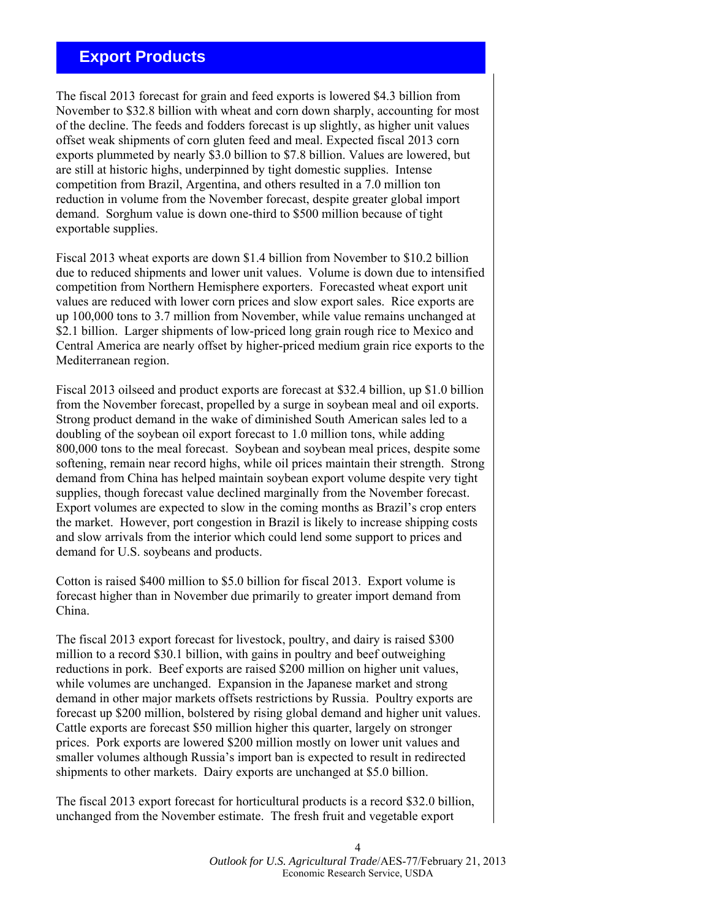## Export Products

The fiscal 2013 forecast for grain and feed exports is lowered $4.3 billion from November to $32.8 billion with wheat and corn down sharply, accounting for most of the decline. The feeds and fodders forecast is up slightly, as higher unit values offset weak shipments of corn gluten feed and meal. Expected fiscal 2013 corn exports plummeted by nearly $3.0 billion to $7.8 billion. Values are lowered, but are still at historic highs, underpinned by tight domestic supplies. Intense competition from Brazil, Argentina, and others resulted in a 7.0 million ton reduction in volume from the November forecast, despite greater global import demand. Sorghum value is down one-third to $500 million because of tight exportable supplies.

Fiscal 2013 wheat exports are down $1.4 billion from November to $10.2 billion due to reduced shipments and lower unit values. Volume is down due to intensified competition from Northern Hemisphere exporters. Forecasted wheat export unit values are reduced with lower corn prices and slow export sales. Rice exports are up 100,000 tons to 3.7 million from November, while value remains unchanged at $2.1 billion. Larger shipments of low-priced long grain rough rice to Mexico and Central America are nearly offset by higher-priced medium grain rice exports to the Mediterranean region.

Fiscal 2013 oilseed and product exports are forecast at $32.4 billion, up $1.0 billion from the November forecast, propelled by a surge in soybean meal and oil exports. Strong product demand in the wake of diminished South American sales led to a doubling of the soybean oil export forecast to 1.0 million tons, while adding 800,000 tons to the meal forecast. Soybean and soybean meal prices, despite some softening, remain near record highs, while oil prices maintain their strength. Strong demand from China has helped maintain soybean export volume despite very tight supplies, though forecast value declined marginally from the November forecast. Export volumes are expected to slow in the coming months as Brazil's crop enters the market. However, port congestion in Brazil is likely to increase shipping costs and slow arrivals from the interior which could lend some support to prices and demand for U.S. soybeans and products.

Cotton is raised $400 million to $5.0 billion for fiscal 2013. Export volume is forecast higher than in November due primarily to greater import demand from China.

The fiscal 2013 export forecast for livestock, poultry, and dairy is raised $300 million to a record $30.1 billion, with gains in poultry and beef outweighing reductions in pork. Beef exports are raised $200 million on higher unit values, while volumes are unchanged. Expansion in the Japanese market and strong demand in other major markets offsets restrictions by Russia. Poultry exports are forecast up $200 million, bolstered by rising global demand and higher unit values. Cattle exports are forecast $50 million higher this quarter, largely on stronger prices. Pork exports are lowered $200 million mostly on lower unit values and smaller volumes although Russia's import ban is expected to result in redirected shipments to other markets. Dairy exports are unchanged at $5.0 billion.

The fiscal 2013 export forecast for horticultural products is a record $32.0 billion, unchanged from the November estimate. The fresh fruit and vegetable export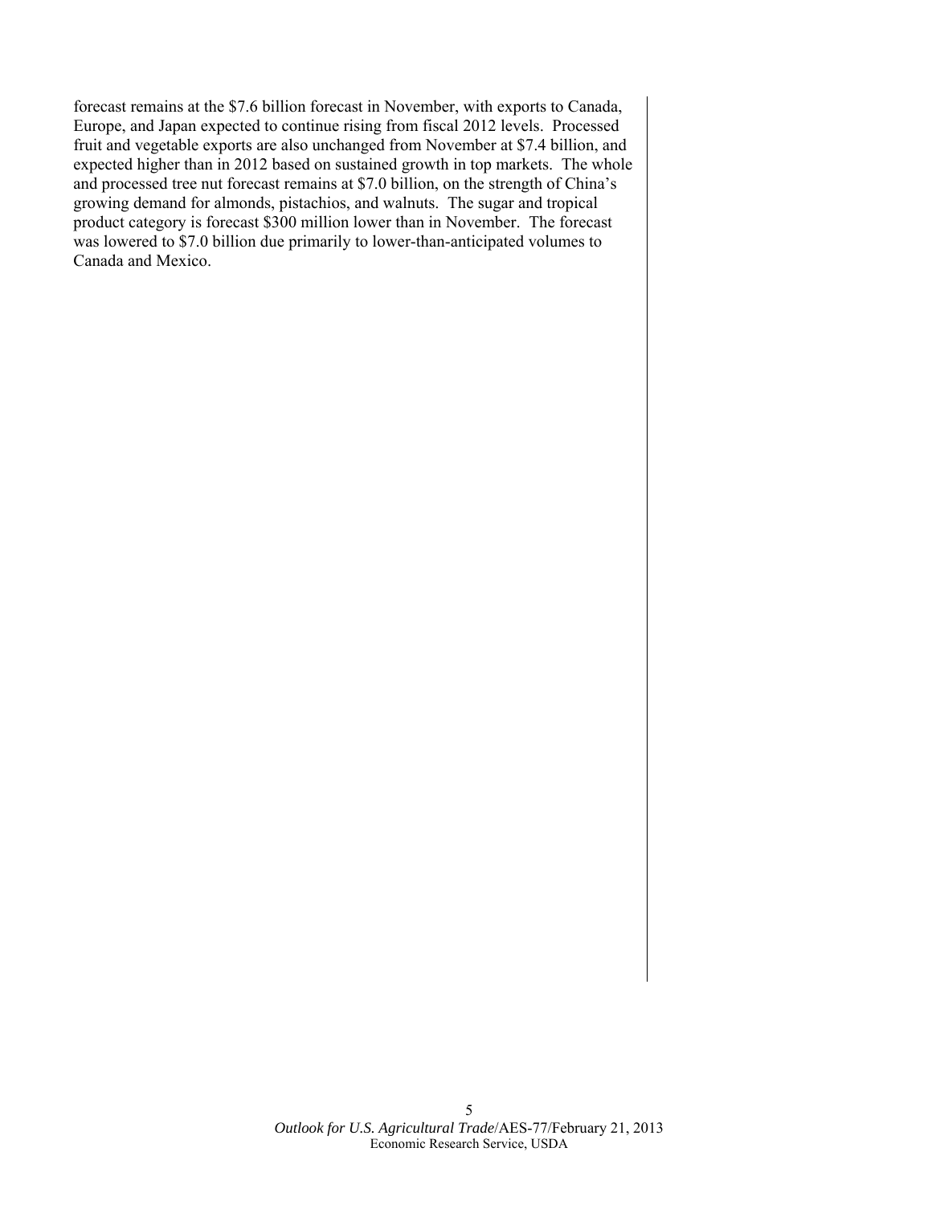forecast remains at the $7.6 billion forecast in November, with exports to Canada, Europe, and Japan expected to continue rising from fiscal 2012 levels. Processed fruit and vegetable exports are also unchanged from November at $7.4 billion, and expected higher than in 2012 based on sustained growth in top markets. The whole and processed tree nut forecast remains at $7.0 billion, on the strength of China's growing demand for almonds, pistachios, and walnuts. The sugar and tropical product category is forecast $300 million lower than in November. The forecast was lowered to $7.0 billion due primarily to lower-than-anticipated volumes to Canada and Mexico.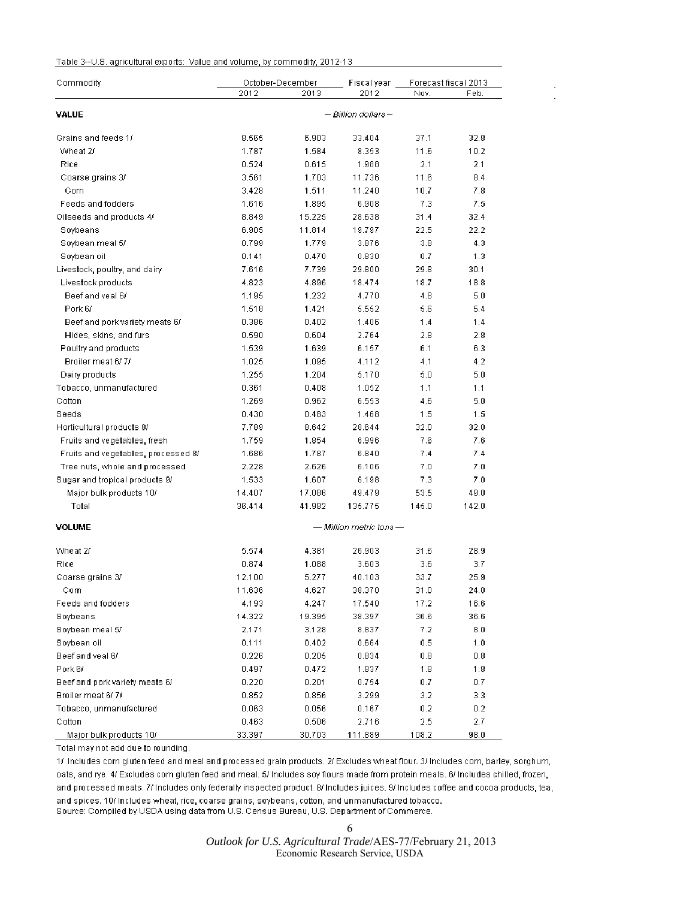Table 3--U.S. agricultural exports: Value and volume, by commodity, 2012-13

| Commodity | October-December | | Fiscal year | Forecast fiscal 2013 | |
|---|---|---|---|---|---|
| | 2012 | 2013 | 2012 | Nov. | Feb. |
| **VALUE** | | | *-- Billion dollars --* | | |
| Grains and feeds 1/ | 8.565 | 6.903 | 33.404 | 37.1 | 32.8 |
| Wheat 2/ | 1.787 | 1.584 | 8.353 | 11.6 | 10.2 |
| Rice | 0.524 | 0.615 | 1.988 | 2.1 | 2.1 |
| Coarse grains 3/ | 3.561 | 1.703 | 11.736 | 11.6 | 8.4 |
| Corn | 3.428 | 1.511 | 11.240 | 10.7 | 7.8 |
| Feeds and fodders | 1.616 | 1.895 | 6.908 | 7.3 | 7.5 |
| Oilseeds and products 4/ | 8.849 | 15.225 | 28.638 | 31.4 | 32.4 |
| Soybeans | 6.905 | 11.814 | 19.797 | 22.5 | 22.2 |
| Soybean meal 5/ | 0.799 | 1.779 | 3.876 | 3.8 | 4.3 |
| Soybean oil | 0.141 | 0.470 | 0.830 | 0.7 | 1.3 |
| Livestock, poultry, and dairy | 7.616 | 7.739 | 29.800 | 29.8 | 30.1 |
| Livestock products | 4.823 | 4.896 | 18.474 | 18.7 | 18.8 |
| Beef and veal 6/ | 1.195 | 1.232 | 4.770 | 4.8 | 5.0 |
| Pork 6/ | 1.518 | 1.421 | 5.552 | 5.6 | 5.4 |
| Beef and pork variety meats 6/ | 0.386 | 0.402 | 1.406 | 1.4 | 1.4 |
| Hides, skins, and furs | 0.590 | 0.604 | 2.764 | 2.8 | 2.8 |
| Poultry and products | 1.539 | 1.639 | 6.157 | 6.1 | 6.3 |
| Broiler meat 6/ 7/ | 1.025 | 1.095 | 4.112 | 4.1 | 4.2 |
| Dairy products | 1.255 | 1.204 | 5.170 | 5.0 | 5.0 |
| Tobacco, unmanufactured | 0.361 | 0.408 | 1.052 | 1.1 | 1.1 |
| Cotton | 1.269 | 0.962 | 6.553 | 4.6 | 5.0 |
| Seeds | 0.430 | 0.483 | 1.468 | 1.5 | 1.5 |
| Horticultural products 8/ | 7.789 | 8.642 | 28.644 | 32.0 | 32.0 |
| Fruits and vegetables, fresh | 1.759 | 1.854 | 6.996 | 7.6 | 7.6 |
| Fruits and vegetables, processed 8/ | 1.686 | 1.787 | 6.840 | 7.4 | 7.4 |
| Tree nuts, whole and processed | 2.228 | 2.626 | 6.106 | 7.0 | 7.0 |
| Sugar and tropical products 9/ | 1.533 | 1.607 | 6.198 | 7.3 | 7.0 |
| Major bulk products 10/ | 14.407 | 17.086 | 49.479 | 53.5 | 49.0 |
| Total | 36.414 | 41.982 | 135.775 | 145.0 | 142.0 |
| **VOLUME** | | | *-- Million metric tons --* | | |
| Wheat 2/ | 5.574 | 4.381 | 26.903 | 31.6 | 28.9 |
| Rice | 0.874 | 1.088 | 3.603 | 3.6 | 3.7 |
| Coarse grains 3/ | 12.100 | 5.277 | 40.103 | 33.7 | 25.9 |
| Corn | 11.636 | 4.627 | 38.370 | 31.0 | 24.0 |
| Feeds and fodders | 4.193 | 4.247 | 17.540 | 17.2 | 16.6 |
| Soybeans | 14.322 | 19.395 | 38.397 | 36.6 | 36.6 |
| Soybean meal 5/ | 2.171 | 3.128 | 8.837 | 7.2 | 8.0 |
| Soybean oil | 0.111 | 0.402 | 0.664 | 0.5 | 1.0 |
| Beef and veal 6/ | 0.226 | 0.205 | 0.834 | 0.8 | 0.8 |
| Pork 6/ | 0.497 | 0.472 | 1.837 | 1.8 | 1.8 |
| Beef and pork variety meats 6/ | 0.220 | 0.201 | 0.754 | 0.7 | 0.7 |
| Broiler meat 6/ 7/ | 0.852 | 0.856 | 3.299 | 3.2 | 3.3 |
| Tobacco, unmanufactured | 0.063 | 0.056 | 0.167 | 0.2 | 0.2 |
| Cotton | 0.463 | 0.506 | 2.716 | 2.5 | 2.7 |
| Major bulk products 10/ | 33.397 | 30.703 | 111.889 | 108.2 | 98.0 |

Total may not add due to rounding.

1/ Includes corn gluten feed and meal and processed grain products. 2/ Excludes wheat flour. 3/ Includes corn, barley, sorghum, oats, and rye. 4/ Excludes corn gluten feed and meal. 5/ Includes soy flours made from protein meals. 6/ Includes chilled, frozen, and processed meats. 7/ Includes only federally inspected product. 8/ Includes juices. 9/ Includes coffee and cocoa products, tea, and spices. 10/ Includes wheat, rice, coarse grains, soybeans, cotton, and unmanufactured tobacco.

Source: Compiled by USDA using data from U.S. Census Bureau, U.S. Department of Commerce.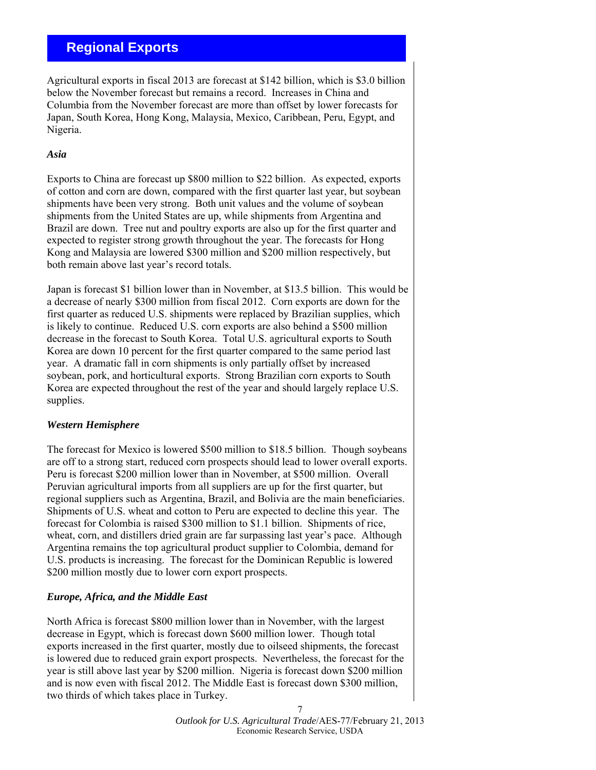## Regional Exports

Agricultural exports in fiscal 2013 are forecast at $142 billion, which is $3.0 billion below the November forecast but remains a record. Increases in China and Columbia from the November forecast are more than offset by lower forecasts for Japan, South Korea, Hong Kong, Malaysia, Mexico, Caribbean, Peru, Egypt, and Nigeria.

### *Asia*

Exports to China are forecast up $800 million to $22 billion. As expected, exports of cotton and corn are down, compared with the first quarter last year, but soybean shipments have been very strong. Both unit values and the volume of soybean shipments from the United States are up, while shipments from Argentina and Brazil are down. Tree nut and poultry exports are also up for the first quarter and expected to register strong growth throughout the year. The forecasts for Hong Kong and Malaysia are lowered $300 million and $200 million respectively, but both remain above last year's record totals.

Japan is forecast $1 billion lower than in November, at $13.5 billion. This would be a decrease of nearly $300 million from fiscal 2012. Corn exports are down for the first quarter as reduced U.S. shipments were replaced by Brazilian supplies, which is likely to continue. Reduced U.S. corn exports are also behind a $500 million decrease in the forecast to South Korea. Total U.S. agricultural exports to South Korea are down 10 percent for the first quarter compared to the same period last year. A dramatic fall in corn shipments is only partially offset by increased soybean, pork, and horticultural exports. Strong Brazilian corn exports to South Korea are expected throughout the rest of the year and should largely replace U.S. supplies.

### *Western Hemisphere*

The forecast for Mexico is lowered $500 million to $18.5 billion. Though soybeans are off to a strong start, reduced corn prospects should lead to lower overall exports. Peru is forecast $200 million lower than in November, at $500 million. Overall Peruvian agricultural imports from all suppliers are up for the first quarter, but regional suppliers such as Argentina, Brazil, and Bolivia are the main beneficiaries. Shipments of U.S. wheat and cotton to Peru are expected to decline this year. The forecast for Colombia is raised $300 million to $1.1 billion. Shipments of rice, wheat, corn, and distillers dried grain are far surpassing last year's pace. Although Argentina remains the top agricultural product supplier to Colombia, demand for U.S. products is increasing. The forecast for the Dominican Republic is lowered $200 million mostly due to lower corn export prospects.

### *Europe, Africa, and the Middle East*

North Africa is forecast $800 million lower than in November, with the largest decrease in Egypt, which is forecast down $600 million lower. Though total exports increased in the first quarter, mostly due to oilseed shipments, the forecast is lowered due to reduced grain export prospects. Nevertheless, the forecast for the year is still above last year by $200 million. Nigeria is forecast down $200 million and is now even with fiscal 2012. The Middle East is forecast down $300 million, two thirds of which takes place in Turkey.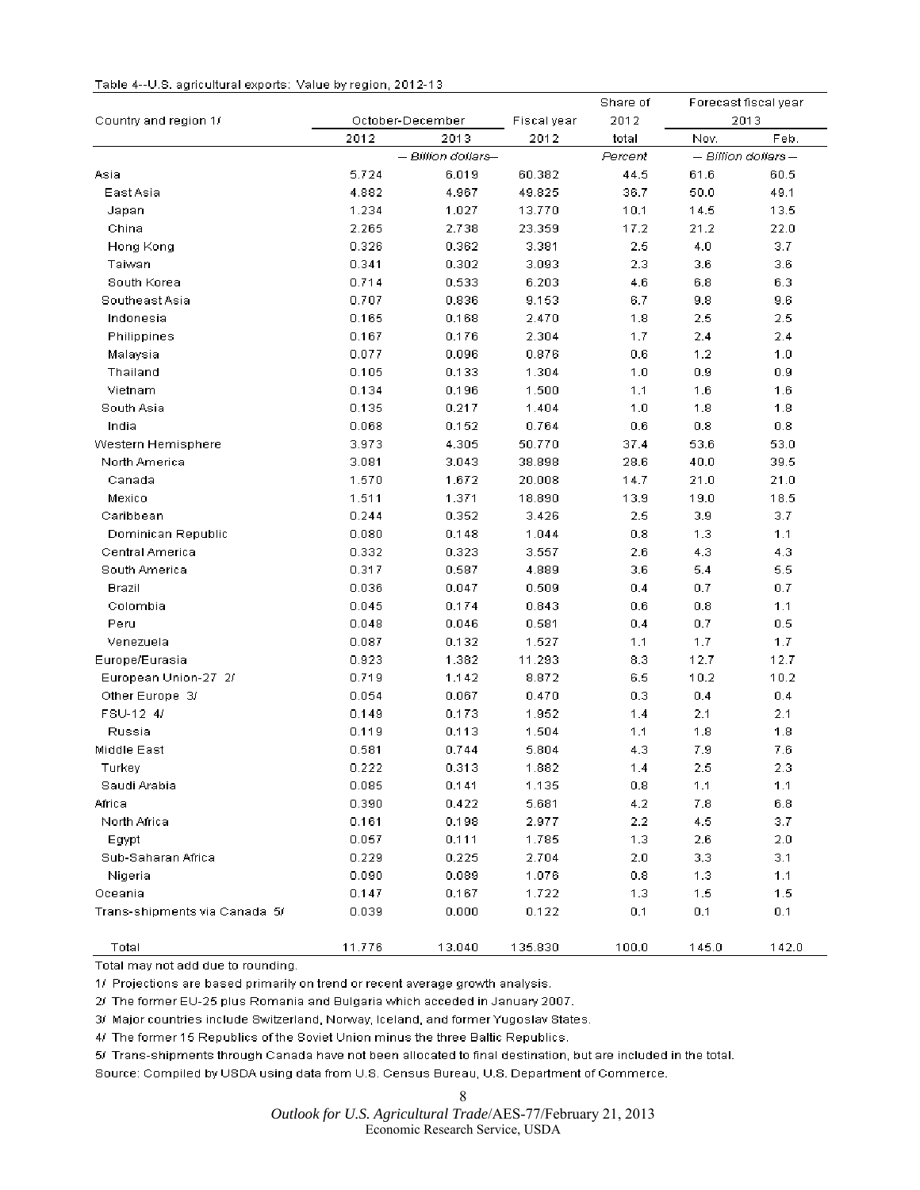Table 4--U.S. agricultural exports: Value by region, 2012-13

| Country and region 1/ | October-December | | Fiscal year | Share of 2012 | Forecast fiscal year 2013 | |
|---|---|---|---|---|---|---|
| | 2012 | 2013 | 2012 | total | Nov. | Feb. |
| | -- Billion dollars-- | | | Percent | -- Billion dollars -- | |
| Asia | 5.724 | 6.019 | 60.382 | 44.5 | 61.6 | 60.5 |
| East Asia | 4.882 | 4.967 | 49.825 | 36.7 | 50.0 | 49.1 |
| Japan | 1.234 | 1.027 | 13.770 | 10.1 | 14.5 | 13.5 |
| China | 2.265 | 2.738 | 23.359 | 17.2 | 21.2 | 22.0 |
| Hong Kong | 0.326 | 0.362 | 3.381 | 2.5 | 4.0 | 3.7 |
| Taiwan | 0.341 | 0.302 | 3.093 | 2.3 | 3.6 | 3.6 |
| South Korea | 0.714 | 0.533 | 6.203 | 4.6 | 6.8 | 6.3 |
| Southeast Asia | 0.707 | 0.836 | 9.153 | 6.7 | 9.8 | 9.6 |
| Indonesia | 0.165 | 0.168 | 2.470 | 1.8 | 2.5 | 2.5 |
| Philippines | 0.167 | 0.176 | 2.304 | 1.7 | 2.4 | 2.4 |
| Malaysia | 0.077 | 0.096 | 0.876 | 0.6 | 1.2 | 1.0 |
| Thailand | 0.105 | 0.133 | 1.304 | 1.0 | 0.9 | 0.9 |
| Vietnam | 0.134 | 0.196 | 1.500 | 1.1 | 1.6 | 1.6 |
| South Asia | 0.135 | 0.217 | 1.404 | 1.0 | 1.8 | 1.8 |
| India | 0.068 | 0.152 | 0.764 | 0.6 | 0.8 | 0.8 |
| Western Hemisphere | 3.973 | 4.305 | 50.770 | 37.4 | 53.6 | 53.0 |
| North America | 3.081 | 3.043 | 38.898 | 28.6 | 40.0 | 39.5 |
| Canada | 1.570 | 1.672 | 20.008 | 14.7 | 21.0 | 21.0 |
| Mexico | 1.511 | 1.371 | 18.890 | 13.9 | 19.0 | 18.5 |
| Caribbean | 0.244 | 0.352 | 3.426 | 2.5 | 3.9 | 3.7 |
| Dominican Republic | 0.080 | 0.148 | 1.044 | 0.8 | 1.3 | 1.1 |
| Central America | 0.332 | 0.323 | 3.557 | 2.6 | 4.3 | 4.3 |
| South America | 0.317 | 0.587 | 4.889 | 3.6 | 5.4 | 5.5 |
| Brazil | 0.036 | 0.047 | 0.509 | 0.4 | 0.7 | 0.7 |
| Colombia | 0.045 | 0.174 | 0.843 | 0.6 | 0.8 | 1.1 |
| Peru | 0.048 | 0.046 | 0.581 | 0.4 | 0.7 | 0.5 |
| Venezuela | 0.087 | 0.132 | 1.527 | 1.1 | 1.7 | 1.7 |
| Europe/Eurasia | 0.923 | 1.382 | 11.293 | 8.3 | 12.7 | 12.7 |
| European Union-27 2/ | 0.719 | 1.142 | 8.872 | 6.5 | 10.2 | 10.2 |
| Other Europe 3/ | 0.054 | 0.067 | 0.470 | 0.3 | 0.4 | 0.4 |
| FSU-12 4/ | 0.149 | 0.173 | 1.952 | 1.4 | 2.1 | 2.1 |
| Russia | 0.119 | 0.113 | 1.504 | 1.1 | 1.8 | 1.8 |
| Middle East | 0.581 | 0.744 | 5.804 | 4.3 | 7.9 | 7.6 |
| Turkey | 0.222 | 0.313 | 1.882 | 1.4 | 2.5 | 2.3 |
| Saudi Arabia | 0.085 | 0.141 | 1.135 | 0.8 | 1.1 | 1.1 |
| Africa | 0.390 | 0.422 | 5.681 | 4.2 | 7.8 | 6.8 |
| North Africa | 0.161 | 0.198 | 2.977 | 2.2 | 4.5 | 3.7 |
| Egypt | 0.057 | 0.111 | 1.785 | 1.3 | 2.6 | 2.0 |
| Sub-Saharan Africa | 0.229 | 0.225 | 2.704 | 2.0 | 3.3 | 3.1 |
| Nigeria | 0.090 | 0.089 | 1.076 | 0.8 | 1.3 | 1.1 |
| Oceania | 0.147 | 0.167 | 1.722 | 1.3 | 1.5 | 1.5 |
| Trans-shipments via Canada 5/ | 0.039 | 0.000 | 0.122 | 0.1 | 0.1 | 0.1 |
| Total | 11.776 | 13.040 | 135.830 | 100.0 | 145.0 | 142.0 |

Total may not add due to rounding.

1/ Projections are based primarily on trend or recent average growth analysis.

2/ The former EU-25 plus Romania and Bulgaria which acceded in January 2007.

3/ Major countries include Switzerland, Norway, Iceland, and former Yugoslav States.

4/ The former 15 Republics of the Soviet Union minus the three Baltic Republics.

5/ Trans-shipments through Canada have not been allocated to final destination, but are included in the total.

Source: Compiled by USDA using data from U.S. Census Bureau, U.S. Department of Commerce.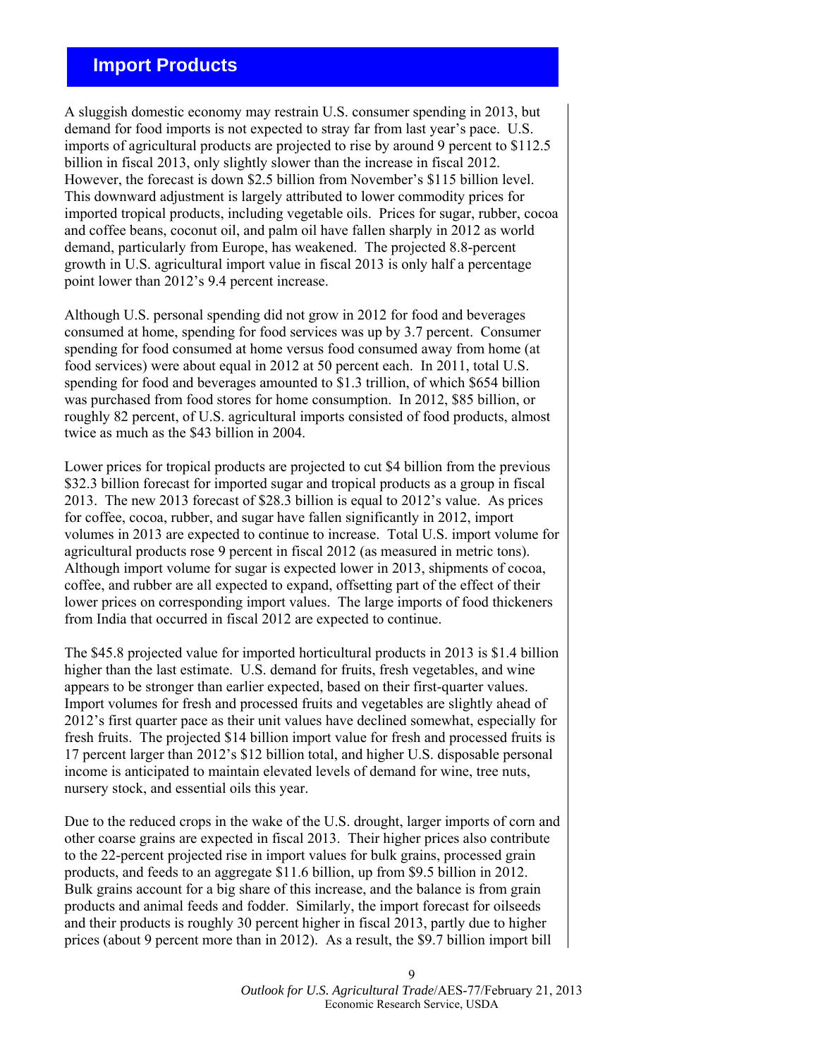## Import Products

A sluggish domestic economy may restrain U.S. consumer spending in 2013, but demand for food imports is not expected to stray far from last year's pace. U.S. imports of agricultural products are projected to rise by around 9 percent to $112.5 billion in fiscal 2013, only slightly slower than the increase in fiscal 2012. However, the forecast is down $2.5 billion from November's $115 billion level. This downward adjustment is largely attributed to lower commodity prices for imported tropical products, including vegetable oils. Prices for sugar, rubber, cocoa and coffee beans, coconut oil, and palm oil have fallen sharply in 2012 as world demand, particularly from Europe, has weakened. The projected 8.8-percent growth in U.S. agricultural import value in fiscal 2013 is only half a percentage point lower than 2012's 9.4 percent increase.

Although U.S. personal spending did not grow in 2012 for food and beverages consumed at home, spending for food services was up by 3.7 percent. Consumer spending for food consumed at home versus food consumed away from home (at food services) were about equal in 2012 at 50 percent each. In 2011, total U.S. spending for food and beverages amounted to $1.3 trillion, of which $654 billion was purchased from food stores for home consumption. In 2012, $85 billion, or roughly 82 percent, of U.S. agricultural imports consisted of food products, almost twice as much as the $43 billion in 2004.

Lower prices for tropical products are projected to cut $4 billion from the previous $32.3 billion forecast for imported sugar and tropical products as a group in fiscal 2013. The new 2013 forecast of $28.3 billion is equal to 2012's value. As prices for coffee, cocoa, rubber, and sugar have fallen significantly in 2012, import volumes in 2013 are expected to continue to increase. Total U.S. import volume for agricultural products rose 9 percent in fiscal 2012 (as measured in metric tons). Although import volume for sugar is expected lower in 2013, shipments of cocoa, coffee, and rubber are all expected to expand, offsetting part of the effect of their lower prices on corresponding import values. The large imports of food thickeners from India that occurred in fiscal 2012 are expected to continue.

The $45.8 projected value for imported horticultural products in 2013 is $1.4 billion higher than the last estimate. U.S. demand for fruits, fresh vegetables, and wine appears to be stronger than earlier expected, based on their first-quarter values. Import volumes for fresh and processed fruits and vegetables are slightly ahead of 2012's first quarter pace as their unit values have declined somewhat, especially for fresh fruits. The projected $14 billion import value for fresh and processed fruits is 17 percent larger than 2012's $12 billion total, and higher U.S. disposable personal income is anticipated to maintain elevated levels of demand for wine, tree nuts, nursery stock, and essential oils this year.

Due to the reduced crops in the wake of the U.S. drought, larger imports of corn and other coarse grains are expected in fiscal 2013. Their higher prices also contribute to the 22-percent projected rise in import values for bulk grains, processed grain products, and feeds to an aggregate $11.6 billion, up from $9.5 billion in 2012. Bulk grains account for a big share of this increase, and the balance is from grain products and animal feeds and fodder. Similarly, the import forecast for oilseeds and their products is roughly 30 percent higher in fiscal 2013, partly due to higher prices (about 9 percent more than in 2012). As a result, the $9.7 billion import bill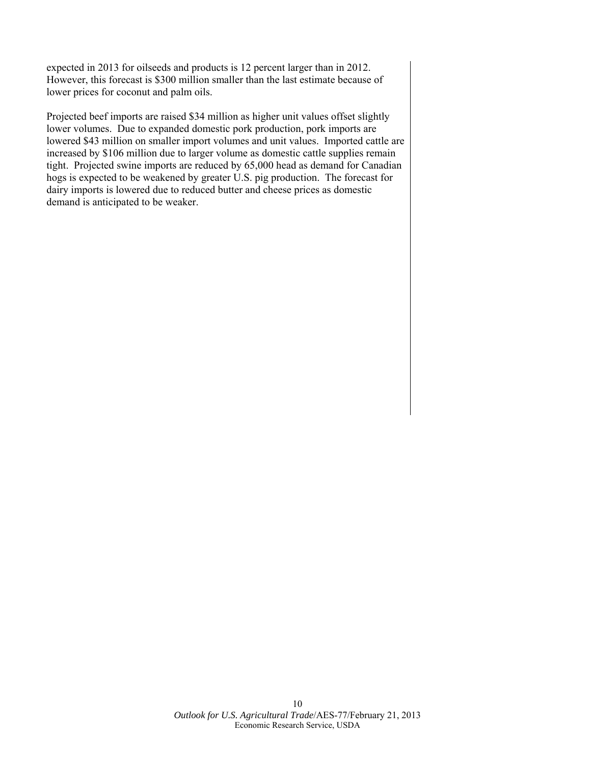expected in 2013 for oilseeds and products is 12 percent larger than in 2012. However, this forecast is $300 million smaller than the last estimate because of lower prices for coconut and palm oils.

Projected beef imports are raised $34 million as higher unit values offset slightly lower volumes. Due to expanded domestic pork production, pork imports are lowered $43 million on smaller import volumes and unit values. Imported cattle are increased by $106 million due to larger volume as domestic cattle supplies remain tight. Projected swine imports are reduced by 65,000 head as demand for Canadian hogs is expected to be weakened by greater U.S. pig production. The forecast for dairy imports is lowered due to reduced butter and cheese prices as domestic demand is anticipated to be weaker.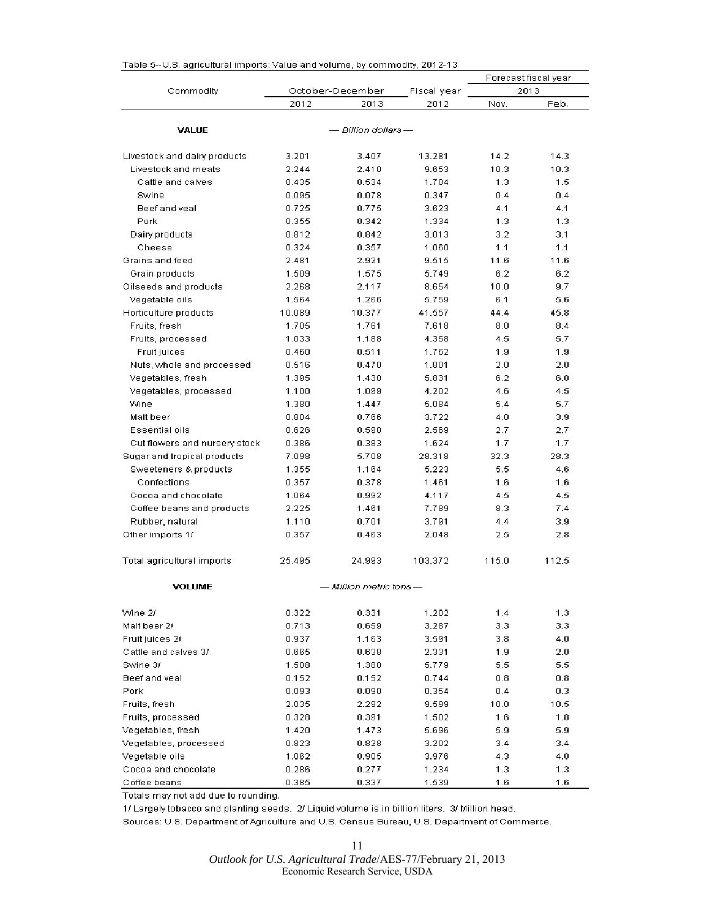Table 5--U.S. agricultural imports: Value and volume, by commodity, 2012-13

| Commodity | October-December | | Fiscal year | Forecast fiscal year 2013 | |
|---|---|---|---|---|---|
| | 2012 | 2013 | 2012 | Nov. | Feb. |
| **VALUE** | — Billion dollars — | | | | |
| Livestock and dairy products | 3.201 | 3.407 | 13.281 | 14.2 | 14.3 |
| Livestock and meats | 2.244 | 2.410 | 9.653 | 10.3 | 10.3 |
| Cattle and calves | 0.435 | 0.534 | 1.704 | 1.3 | 1.5 |
| Swine | 0.095 | 0.078 | 0.347 | 0.4 | 0.4 |
| Beef and veal | 0.725 | 0.775 | 3.623 | 4.1 | 4.1 |
| Pork | 0.355 | 0.342 | 1.334 | 1.3 | 1.3 |
| Dairy products | 0.812 | 0.842 | 3.013 | 3.2 | 3.1 |
| Cheese | 0.324 | 0.357 | 1.060 | 1.1 | 1.1 |
| Grains and feed | 2.481 | 2.921 | 9.515 | 11.6 | 11.6 |
| Grain products | 1.509 | 1.575 | 5.749 | 6.2 | 6.2 |
| Oilseeds and products | 2.268 | 2.117 | 8.654 | 10.0 | 9.7 |
| Vegetable oils | 1.564 | 1.266 | 5.759 | 6.1 | 5.6 |
| Horticulture products | 10.089 | 10.377 | 41.557 | 44.4 | 45.8 |
| Fruits, fresh | 1.705 | 1.761 | 7.618 | 8.0 | 8.4 |
| Fruits, processed | 1.033 | 1.188 | 4.358 | 4.5 | 5.7 |
| Fruit juices | 0.460 | 0.511 | 1.762 | 1.9 | 1.9 |
| Nuts, whole and processed | 0.516 | 0.470 | 1.801 | 2.0 | 2.0 |
| Vegetables, fresh | 1.395 | 1.430 | 5.831 | 6.2 | 6.0 |
| Vegetables, processed | 1.100 | 1.099 | 4.202 | 4.6 | 4.5 |
| Wine | 1.380 | 1.447 | 5.084 | 5.4 | 5.7 |
| Malt beer | 0.804 | 0.766 | 3.722 | 4.0 | 3.9 |
| Essential oils | 0.626 | 0.590 | 2.569 | 2.7 | 2.7 |
| Cut flowers and nursery stock | 0.386 | 0.383 | 1.624 | 1.7 | 1.7 |
| Sugar and tropical products | 7.098 | 5.708 | 28.318 | 32.3 | 28.3 |
| Sweeteners & products | 1.355 | 1.164 | 5.223 | 5.5 | 4.6 |
| Confections | 0.357 | 0.378 | 1.461 | 1.6 | 1.6 |
| Cocoa and chocolate | 1.064 | 0.992 | 4.117 | 4.5 | 4.5 |
| Coffee beans and products | 2.225 | 1.461 | 7.789 | 8.3 | 7.4 |
| Rubber, natural | 1.110 | 0.701 | 3.791 | 4.4 | 3.9 |
| Other imports 1/ | 0.357 | 0.463 | 2.048 | 2.5 | 2.8 |
| Total agricultural imports | 25.495 | 24.993 | 103.372 | 115.0 | 112.5 |
| **VOLUME** | — Million metric tons — | | | | |
| Wine 2/ | 0.322 | 0.331 | 1.202 | 1.4 | 1.3 |
| Malt beer 2/ | 0.713 | 0.659 | 3.287 | 3.3 | 3.3 |
| Fruit juices 2/ | 0.937 | 1.163 | 3.591 | 3.8 | 4.0 |
| Cattle and calves 3/ | 0.665 | 0.638 | 2.331 | 1.9 | 2.0 |
| Swine 3/ | 1.508 | 1.380 | 5.779 | 5.5 | 5.5 |
| Beef and veal | 0.152 | 0.152 | 0.744 | 0.8 | 0.8 |
| Pork | 0.093 | 0.090 | 0.354 | 0.4 | 0.3 |
| Fruits, fresh | 2.035 | 2.292 | 9.599 | 10.0 | 10.5 |
| Fruits, processed | 0.328 | 0.391 | 1.502 | 1.6 | 1.8 |
| Vegetables, fresh | 1.420 | 1.473 | 5.696 | 5.9 | 5.9 |
| Vegetables, processed | 0.823 | 0.828 | 3.202 | 3.4 | 3.4 |
| Vegetable oils | 1.062 | 0.905 | 3.976 | 4.3 | 4.0 |
| Cocoa and chocolate | 0.286 | 0.277 | 1.234 | 1.3 | 1.3 |
| Coffee beans | 0.385 | 0.337 | 1.539 | 1.6 | 1.6 |

Totals may not add due to rounding.

1/ Largely tobacco and planting seeds. 2/ Liquid volume is in billion liters. 3/ Million head.

Sources: U.S. Department of Agriculture and U.S. Census Bureau, U.S. Department of Commerce.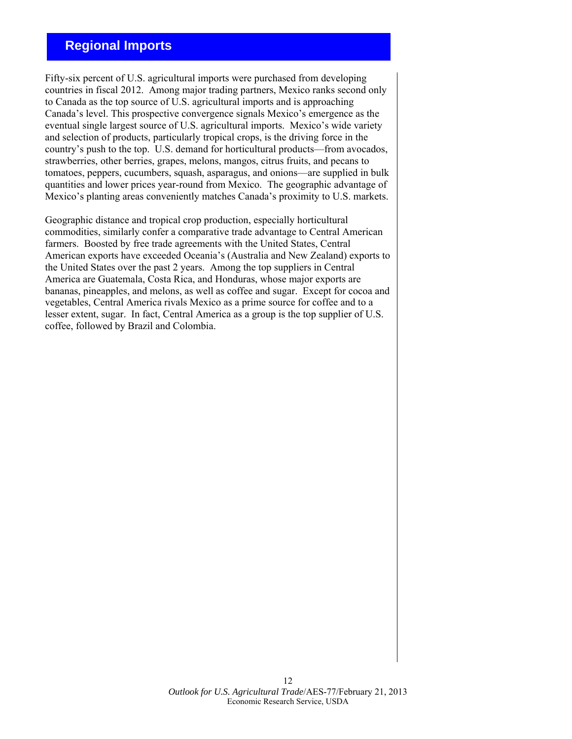## Regional Imports

Fifty-six percent of U.S. agricultural imports were purchased from developing countries in fiscal 2012. Among major trading partners, Mexico ranks second only to Canada as the top source of U.S. agricultural imports and is approaching Canada's level. This prospective convergence signals Mexico's emergence as the eventual single largest source of U.S. agricultural imports. Mexico's wide variety and selection of products, particularly tropical crops, is the driving force in the country's push to the top. U.S. demand for horticultural products—from avocados, strawberries, other berries, grapes, melons, mangos, citrus fruits, and pecans to tomatoes, peppers, cucumbers, squash, asparagus, and onions—are supplied in bulk quantities and lower prices year-round from Mexico. The geographic advantage of Mexico's planting areas conveniently matches Canada's proximity to U.S. markets.

Geographic distance and tropical crop production, especially horticultural commodities, similarly confer a comparative trade advantage to Central American farmers. Boosted by free trade agreements with the United States, Central American exports have exceeded Oceania's (Australia and New Zealand) exports to the United States over the past 2 years. Among the top suppliers in Central America are Guatemala, Costa Rica, and Honduras, whose major exports are bananas, pineapples, and melons, as well as coffee and sugar. Except for cocoa and vegetables, Central America rivals Mexico as a prime source for coffee and to a lesser extent, sugar. In fact, Central America as a group is the top supplier of U.S. coffee, followed by Brazil and Colombia.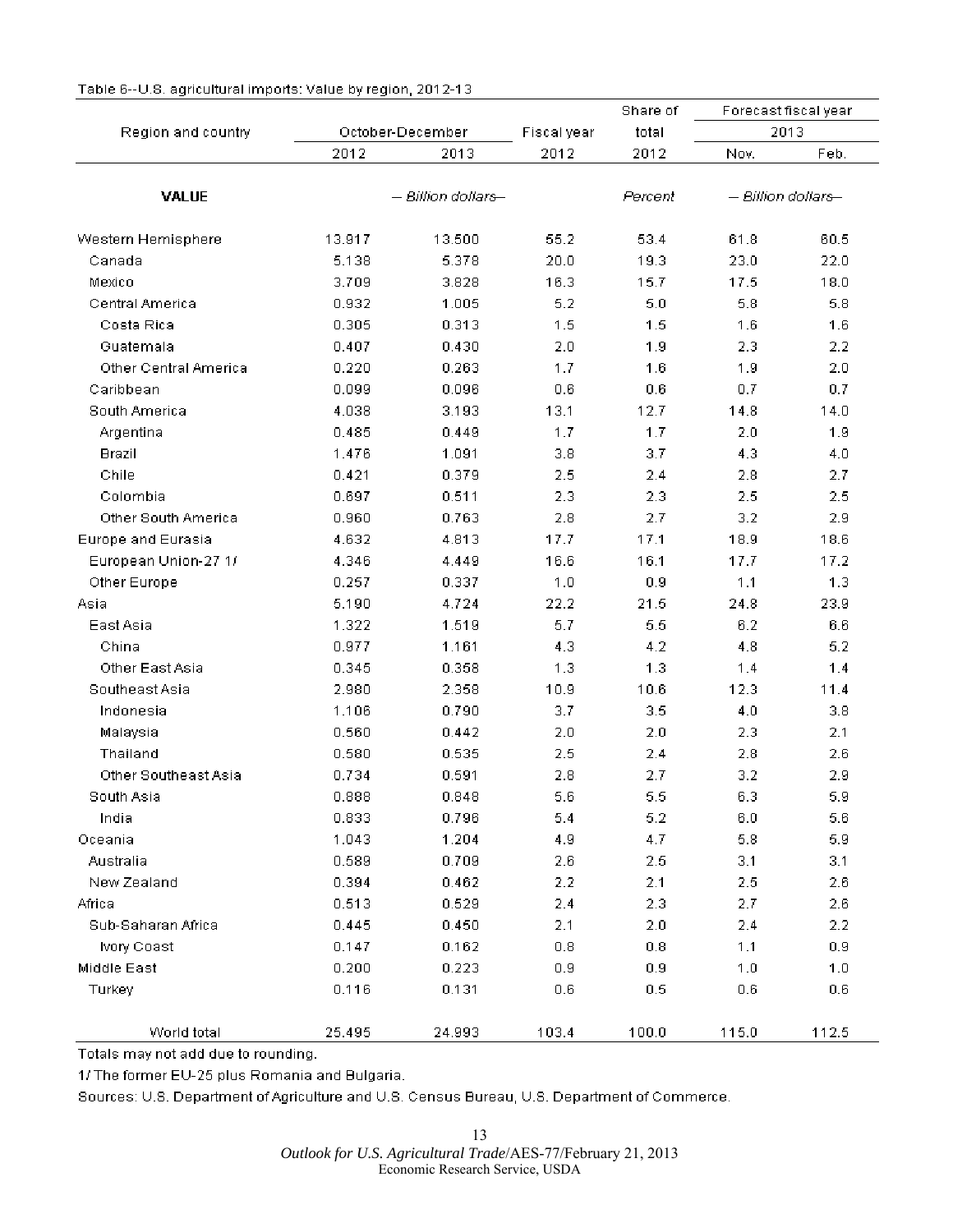Table 6--U.S. agricultural imports: Value by region, 2012-13

| Region and country | October-December | | Fiscal year | Share of total | Forecast fiscal year 2013 | |
|---|---|---|---|---|---|---|
| | 2012 | 2013 | 2012 | 2012 | Nov. | Feb. |
| **VALUE** | *-- Billion dollars--* | | | *Percent* | *-- Billion dollars--* | |
| Western Hemisphere | 13.917 | 13.500 | 55.2 | 53.4 | 61.8 | 60.5 |
| Canada | 5.138 | 5.378 | 20.0 | 19.3 | 23.0 | 22.0 |
| Mexico | 3.709 | 3.828 | 16.3 | 15.7 | 17.5 | 18.0 |
| Central America | 0.932 | 1.005 | 5.2 | 5.0 | 5.8 | 5.8 |
| Costa Rica | 0.305 | 0.313 | 1.5 | 1.5 | 1.6 | 1.6 |
| Guatemala | 0.407 | 0.430 | 2.0 | 1.9 | 2.3 | 2.2 |
| Other Central America | 0.220 | 0.263 | 1.7 | 1.6 | 1.9 | 2.0 |
| Caribbean | 0.099 | 0.096 | 0.6 | 0.6 | 0.7 | 0.7 |
| South America | 4.038 | 3.193 | 13.1 | 12.7 | 14.8 | 14.0 |
| Argentina | 0.485 | 0.449 | 1.7 | 1.7 | 2.0 | 1.9 |
| Brazil | 1.476 | 1.091 | 3.8 | 3.7 | 4.3 | 4.0 |
| Chile | 0.421 | 0.379 | 2.5 | 2.4 | 2.8 | 2.7 |
| Colombia | 0.697 | 0.511 | 2.3 | 2.3 | 2.5 | 2.5 |
| Other South America | 0.960 | 0.763 | 2.8 | 2.7 | 3.2 | 2.9 |
| Europe and Eurasia | 4.632 | 4.813 | 17.7 | 17.1 | 18.9 | 18.6 |
| European Union-27 1/ | 4.346 | 4.449 | 16.6 | 16.1 | 17.7 | 17.2 |
| Other Europe | 0.257 | 0.337 | 1.0 | 0.9 | 1.1 | 1.3 |
| Asia | 5.190 | 4.724 | 22.2 | 21.5 | 24.8 | 23.9 |
| East Asia | 1.322 | 1.519 | 5.7 | 5.5 | 6.2 | 6.6 |
| China | 0.977 | 1.161 | 4.3 | 4.2 | 4.8 | 5.2 |
| Other East Asia | 0.345 | 0.358 | 1.3 | 1.3 | 1.4 | 1.4 |
| Southeast Asia | 2.980 | 2.358 | 10.9 | 10.6 | 12.3 | 11.4 |
| Indonesia | 1.106 | 0.790 | 3.7 | 3.5 | 4.0 | 3.8 |
| Malaysia | 0.560 | 0.442 | 2.0 | 2.0 | 2.3 | 2.1 |
| Thailand | 0.580 | 0.535 | 2.5 | 2.4 | 2.8 | 2.6 |
| Other Southeast Asia | 0.734 | 0.591 | 2.8 | 2.7 | 3.2 | 2.9 |
| South Asia | 0.888 | 0.848 | 5.6 | 5.5 | 6.3 | 5.9 |
| India | 0.833 | 0.796 | 5.4 | 5.2 | 6.0 | 5.6 |
| Oceania | 1.043 | 1.204 | 4.9 | 4.7 | 5.8 | 5.9 |
| Australia | 0.589 | 0.709 | 2.6 | 2.5 | 3.1 | 3.1 |
| New Zealand | 0.394 | 0.462 | 2.2 | 2.1 | 2.5 | 2.6 |
| Africa | 0.513 | 0.529 | 2.4 | 2.3 | 2.7 | 2.6 |
| Sub-Saharan Africa | 0.445 | 0.450 | 2.1 | 2.0 | 2.4 | 2.2 |
| Ivory Coast | 0.147 | 0.162 | 0.8 | 0.8 | 1.1 | 0.9 |
| Middle East | 0.200 | 0.223 | 0.9 | 0.9 | 1.0 | 1.0 |
| Turkey | 0.116 | 0.131 | 0.6 | 0.5 | 0.6 | 0.6 |
| World total | 25.495 | 24.993 | 103.4 | 100.0 | 115.0 | 112.5 |

Totals may not add due to rounding.

1/ The former EU-25 plus Romania and Bulgaria.

Sources: U.S. Department of Agriculture and U.S. Census Bureau, U.S. Department of Commerce.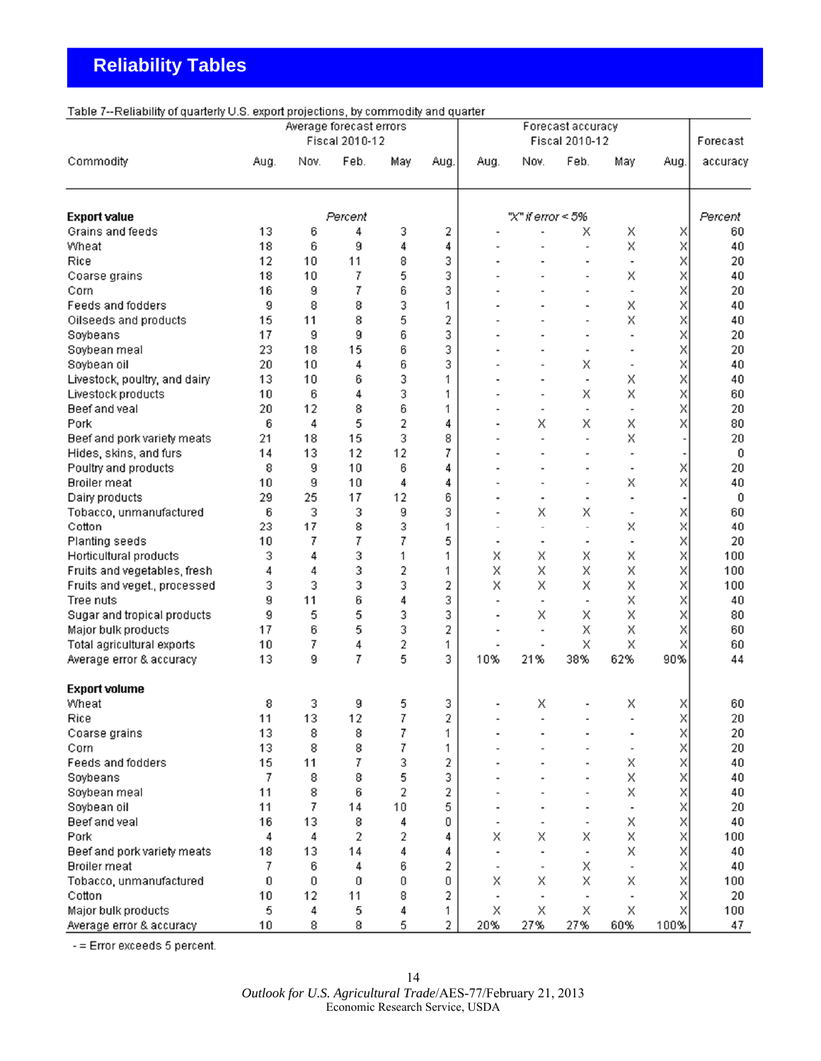# Reliability Tables

Table 7--Reliability of quarterly U.S. export projections, by commodity and quarter

| Commodity | Average forecast errors Fiscal 2010-12 | | | | | Forecast accuracy Fiscal 2010-12 | | | | | Forecast accuracy |
|---|---|---|---|---|---|---|---|---|---|---|---|
| | Aug. | Nov. | Feb. | May | Aug. | Aug. | Nov. | Feb. | May | Aug. | |
| **Export value** | | | *Percent* | | | | *"X" if error < 5%* | | | | *Percent* |
| Grains and feeds | 13 | 6 | 4 | 3 | 2 | - | - | X | X | X | 60 |
| Wheat | 18 | 6 | 9 | 4 | 4 | - | - | - | X | X | 40 |
| Rice | 12 | 10 | 11 | 8 | 3 | - | - | - | - | X | 20 |
| Coarse grains | 18 | 10 | 7 | 5 | 3 | - | - | - | X | X | 40 |
| Corn | 16 | 9 | 7 | 6 | 3 | - | - | - | - | X | 20 |
| Feeds and fodders | 9 | 8 | 8 | 3 | 1 | - | - | - | X | X | 40 |
| Oilseeds and products | 15 | 11 | 8 | 5 | 2 | - | - | - | X | X | 40 |
| Soybeans | 17 | 9 | 9 | 6 | 3 | - | - | - | - | X | 20 |
| Soybean meal | 23 | 18 | 15 | 6 | 3 | - | - | - | - | X | 20 |
| Soybean oil | 20 | 10 | 4 | 6 | 3 | - | - | X | - | X | 40 |
| Livestock, poultry, and dairy | 13 | 10 | 6 | 3 | 1 | - | - | - | X | X | 40 |
| Livestock products | 10 | 6 | 4 | 3 | 1 | - | - | X | X | X | 60 |
| Beef and veal | 20 | 12 | 8 | 6 | 1 | - | - | - | - | X | 20 |
| Pork | 6 | 4 | 5 | 2 | 4 | - | X | X | X | X | 80 |
| Beef and pork variety meats | 21 | 18 | 15 | 3 | 8 | - | - | - | X | - | 20 |
| Hides, skins, and furs | 14 | 13 | 12 | 12 | 7 | - | - | - | - | - | 0 |
| Poultry and products | 8 | 9 | 10 | 6 | 4 | - | - | - | - | X | 20 |
| Broiler meat | 10 | 9 | 10 | 4 | 4 | - | - | - | X | X | 40 |
| Dairy products | 29 | 25 | 17 | 12 | 6 | - | - | - | - | - | 0 |
| Tobacco, unmanufactured | 6 | 3 | 3 | 9 | 3 | - | X | X | - | X | 60 |
| Cotton | 23 | 17 | 8 | 3 | 1 | - | - | - | X | X | 40 |
| Planting seeds | 10 | 7 | 7 | 7 | 5 | - | - | - | - | X | 20 |
| Horticultural products | 3 | 4 | 3 | 1 | 1 | X | X | X | X | X | 100 |
| Fruits and vegetables, fresh | 4 | 4 | 3 | 2 | 1 | X | X | X | X | X | 100 |
| Fruits and veget., processed | 3 | 3 | 3 | 3 | 2 | X | X | X | X | X | 100 |
| Tree nuts | 9 | 11 | 6 | 4 | 3 | - | - | - | X | X | 40 |
| Sugar and tropical products | 9 | 5 | 5 | 3 | 3 | - | X | X | X | X | 80 |
| Major bulk products | 17 | 6 | 5 | 3 | 2 | - | - | X | X | X | 60 |
| Total agricultural exports | 10 | 7 | 4 | 2 | 1 | - | - | X | X | X | 60 |
| Average error & accuracy | 13 | 9 | 7 | 5 | 3 | 10% | 21% | 38% | 62% | 90% | 44 |
| **Export volume** | | | | | | | | | | | |
| Wheat | 8 | 3 | 9 | 5 | 3 | - | X | - | X | X | 60 |
| Rice | 11 | 13 | 12 | 7 | 2 | - | - | - | - | X | 20 |
| Coarse grains | 13 | 8 | 8 | 7 | 1 | - | - | - | - | X | 20 |
| Corn | 13 | 8 | 8 | 7 | 1 | - | - | - | - | X | 20 |
| Feeds and fodders | 15 | 11 | 7 | 3 | 2 | - | - | - | X | X | 40 |
| Soybeans | 7 | 8 | 8 | 5 | 3 | - | - | - | X | X | 40 |
| Soybean meal | 11 | 8 | 6 | 2 | 2 | - | - | - | X | X | 40 |
| Soybean oil | 11 | 7 | 14 | 10 | 5 | - | - | - | - | X | 20 |
| Beef and veal | 16 | 13 | 8 | 4 | 0 | - | - | - | X | X | 40 |
| Pork | 4 | 4 | 2 | 2 | 4 | X | X | X | X | X | 100 |
| Beef and pork variety meats | 18 | 13 | 14 | 4 | 4 | - | - | - | X | X | 40 |
| Broiler meat | 7 | 6 | 4 | 6 | 2 | - | - | X | - | X | 40 |
| Tobacco, unmanufactured | 0 | 0 | 0 | 0 | 0 | X | X | X | X | X | 100 |
| Cotton | 10 | 12 | 11 | 8 | 2 | - | - | - | - | X | 20 |
| Major bulk products | 5 | 4 | 5 | 4 | 1 | X | X | X | X | X | 100 |
| Average error & accuracy | 10 | 8 | 8 | 5 | 2 | 20% | 27% | 27% | 60% | 100% | 47 |

- = Error exceeds 5 percent.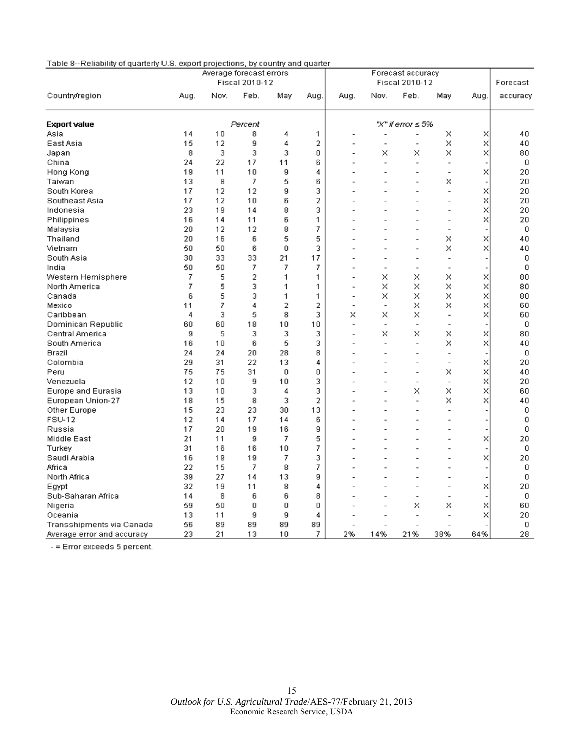Table 8--Reliability of quarterly U.S. export projections, by country and quarter

| Country/region | Average forecast errors Fiscal 2010-12 | | | | | Forecast accuracy Fiscal 2010-12 | | | | | Forecast |
|---|---|---|---|---|---|---|---|---|---|---|---|
| | Aug. | Nov. | Feb. | May | Aug. | Aug. | Nov. | Feb. | May | Aug. | accuracy |
| **Export value** | | | Percent | | | | | "X" if error ≤ 5% | | | |
| Asia | 14 | 10 | 8 | 4 | 1 | - | - | - | X | X | 40 |
| East Asia | 15 | 12 | 9 | 4 | 2 | - | - | - | X | X | 40 |
| Japan | 8 | 3 | 3 | 3 | 0 | - | X | X | X | X | 80 |
| China | 24 | 22 | 17 | 11 | 6 | - | - | - | - | - | 0 |
| Hong Kong | 19 | 11 | 10 | 9 | 4 | - | - | - | - | X | 20 |
| Taiwan | 13 | 8 | 7 | 5 | 6 | - | - | - | X | - | 20 |
| South Korea | 17 | 12 | 12 | 9 | 3 | - | - | - | - | X | 20 |
| Southeast Asia | 17 | 12 | 10 | 6 | 2 | - | - | - | - | X | 20 |
| Indonesia | 23 | 19 | 14 | 8 | 3 | - | - | - | - | X | 20 |
| Philippines | 16 | 14 | 11 | 6 | 1 | - | - | - | - | X | 20 |
| Malaysia | 20 | 12 | 12 | 8 | 7 | - | - | - | - | - | 0 |
| Thailand | 20 | 16 | 6 | 5 | 5 | - | - | - | X | X | 40 |
| Vietnam | 50 | 50 | 6 | 0 | 3 | - | - | - | X | X | 40 |
| South Asia | 30 | 33 | 33 | 21 | 17 | - | - | - | - | - | 0 |
| India | 50 | 50 | 7 | 7 | 7 | - | - | - | - | - | 0 |
| Western Hemisphere | 7 | 5 | 2 | 1 | 1 | - | X | X | X | X | 80 |
| North America | 7 | 5 | 3 | 1 | 1 | - | X | X | X | X | 80 |
| Canada | 6 | 5 | 3 | 1 | 1 | - | X | X | X | X | 80 |
| Mexico | 11 | 7 | 4 | 2 | 2 | - | - | X | X | X | 60 |
| Caribbean | 4 | 3 | 5 | 8 | 3 | X | X | X | - | X | 60 |
| Dominican Republic | 60 | 60 | 18 | 10 | 10 | - | - | - | - | - | 0 |
| Central America | 9 | 5 | 3 | 3 | 3 | - | X | X | X | X | 80 |
| South America | 16 | 10 | 6 | 5 | 3 | - | - | - | X | X | 40 |
| Brazil | 24 | 24 | 20 | 28 | 8 | - | - | - | - | - | 0 |
| Colombia | 29 | 31 | 22 | 13 | 4 | - | - | - | - | X | 20 |
| Peru | 75 | 75 | 31 | 0 | 0 | - | - | - | X | X | 40 |
| Venezuela | 12 | 10 | 9 | 10 | 3 | - | - | - | - | X | 20 |
| Europe and Eurasia | 13 | 10 | 3 | 4 | 3 | - | - | X | X | X | 60 |
| European Union-27 | 18 | 15 | 8 | 3 | 2 | - | - | - | X | X | 40 |
| Other Europe | 15 | 23 | 23 | 30 | 13 | - | - | - | - | - | 0 |
| FSU-12 | 12 | 14 | 17 | 14 | 6 | - | - | - | - | - | 0 |
| Russia | 17 | 20 | 19 | 16 | 9 | - | - | - | - | - | 0 |
| Middle East | 21 | 11 | 9 | 7 | 5 | - | - | - | - | X | 20 |
| Turkey | 31 | 16 | 16 | 10 | 7 | - | - | - | - | - | 0 |
| Saudi Arabia | 16 | 19 | 19 | 7 | 3 | - | - | - | - | X | 20 |
| Africa | 22 | 15 | 7 | 8 | 7 | - | - | - | - | - | 0 |
| North Africa | 39 | 27 | 14 | 13 | 9 | - | - | - | - | - | 0 |
| Egypt | 32 | 19 | 11 | 8 | 4 | - | - | - | - | X | 20 |
| Sub-Saharan Africa | 14 | 8 | 6 | 6 | 8 | - | - | - | - | - | 0 |
| Nigeria | 59 | 50 | 0 | 0 | 0 | - | - | X | X | X | 60 |
| Oceania | 13 | 11 | 9 | 9 | 4 | - | - | - | - | X | 20 |
| Transshipments via Canada | 56 | 89 | 89 | 89 | 89 | - | - | - | - | - | 0 |
| Average error and accuracy | 23 | 21 | 13 | 10 | 7 | 2% | 14% | 21% | 38% | 64% | 28 |

- = Error exceeds 5 percent.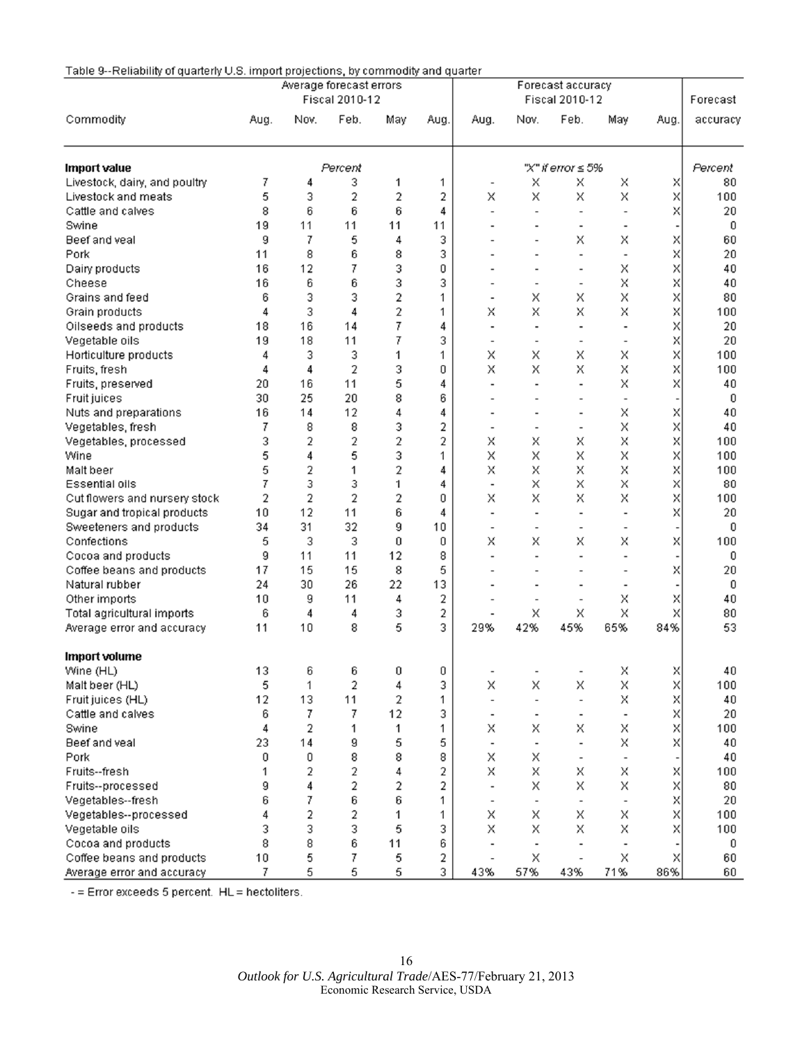Table 9--Reliability of quarterly U.S. import projections, by commodity and quarter

| Commodity | Average forecast errors Fiscal 2010-12 | | | | | Forecast accuracy Fiscal 2010-12 | | | | | Forecast |
|---|---|---|---|---|---|---|---|---|---|---|---|
| | Aug. | Nov. | Feb. | May | Aug. | Aug. | Nov. | Feb. | May | Aug. | accuracy |
| **Import value** | | | *Percent* | | | | | "X" if error ≤ 5% | | | *Percent* |
| Livestock, dairy, and poultry | 7 | 4 | 3 | 1 | 1 | - | X | X | X | X | 80 |
| Livestock and meats | 5 | 3 | 2 | 2 | 2 | X | X | X | X | X | 100 |
| Cattle and calves | 8 | 6 | 6 | 6 | 4 | - | - | - | - | X | 20 |
| Swine | 19 | 11 | 11 | 11 | 11 | - | - | - | - | - | 0 |
| Beef and veal | 9 | 7 | 5 | 4 | 3 | - | - | X | X | X | 60 |
| Pork | 11 | 8 | 6 | 8 | 3 | - | - | - | - | X | 20 |
| Dairy products | 16 | 12 | 7 | 3 | 0 | - | - | - | X | X | 40 |
| Cheese | 16 | 6 | 6 | 3 | 3 | - | - | - | X | X | 40 |
| Grains and feed | 6 | 3 | 3 | 2 | 1 | - | X | X | X | X | 80 |
| Grain products | 4 | 3 | 4 | 2 | 1 | X | X | X | X | X | 100 |
| Oilseeds and products | 18 | 16 | 14 | 7 | 4 | - | - | - | - | X | 20 |
| Vegetable oils | 19 | 18 | 11 | 7 | 3 | - | - | - | - | X | 20 |
| Horticulture products | 4 | 3 | 3 | 1 | 1 | X | X | X | X | X | 100 |
| Fruits, fresh | 4 | 4 | 2 | 3 | 0 | X | X | X | X | X | 100 |
| Fruits, preserved | 20 | 16 | 11 | 5 | 4 | - | - | - | X | X | 40 |
| Fruit juices | 30 | 25 | 20 | 8 | 6 | - | - | - | - | - | 0 |
| Nuts and preparations | 16 | 14 | 12 | 4 | 4 | - | - | - | X | X | 40 |
| Vegetables, fresh | 7 | 8 | 8 | 3 | 2 | - | - | - | X | X | 40 |
| Vegetables, processed | 3 | 2 | 2 | 2 | 2 | X | X | X | X | X | 100 |
| Wine | 5 | 4 | 5 | 3 | 1 | X | X | X | X | X | 100 |
| Malt beer | 5 | 2 | 1 | 2 | 4 | X | X | X | X | X | 100 |
| Essential oils | 7 | 3 | 3 | 1 | 4 | - | X | X | X | X | 80 |
| Cut flowers and nursery stock | 2 | 2 | 2 | 2 | 0 | X | X | X | X | X | 100 |
| Sugar and tropical products | 10 | 12 | 11 | 6 | 4 | - | - | - | - | X | 20 |
| Sweeteners and products | 34 | 31 | 32 | 9 | 10 | - | - | - | - | - | 0 |
| Confections | 5 | 3 | 3 | 0 | 0 | X | X | X | X | X | 100 |
| Cocoa and products | 9 | 11 | 11 | 12 | 8 | - | - | - | - | - | 0 |
| Coffee beans and products | 17 | 15 | 15 | 8 | 5 | - | - | - | - | X | 20 |
| Natural rubber | 24 | 30 | 26 | 22 | 13 | - | - | - | - | - | 0 |
| Other imports | 10 | 9 | 11 | 4 | 2 | - | - | - | X | X | 40 |
| Total agricultural imports | 6 | 4 | 4 | 3 | 2 | - | X | X | X | X | 80 |
| Average error and accuracy | 11 | 10 | 8 | 5 | 3 | 29% | 42% | 45% | 65% | 84% | 53 |
| **Import volume** | | | | | | | | | | | |
| Wine (HL) | 13 | 6 | 6 | 0 | 0 | - | - | - | X | X | 40 |
| Malt beer (HL) | 5 | 1 | 2 | 4 | 3 | X | X | X | X | X | 100 |
| Fruit juices (HL) | 12 | 13 | 11 | 2 | 1 | - | - | - | X | X | 40 |
| Cattle and calves | 6 | 7 | 7 | 12 | 3 | - | - | - | - | X | 20 |
| Swine | 4 | 2 | 1 | 1 | 1 | X | X | X | X | X | 100 |
| Beef and veal | 23 | 14 | 9 | 5 | 5 | - | - | - | X | X | 40 |
| Pork | 0 | 0 | 8 | 8 | 8 | X | X | - | - | - | 40 |
| Fruits--fresh | 1 | 2 | 2 | 4 | 2 | X | X | X | X | X | 100 |
| Fruits--processed | 9 | 4 | 2 | 2 | 2 | - | X | X | X | X | 80 |
| Vegetables--fresh | 6 | 7 | 6 | 6 | 1 | - | - | - | - | X | 20 |
| Vegetables--processed | 4 | 2 | 2 | 1 | 1 | X | X | X | X | X | 100 |
| Vegetable oils | 3 | 3 | 3 | 5 | 3 | X | X | X | X | X | 100 |
| Cocoa and products | 8 | 8 | 6 | 11 | 6 | - | - | - | - | - | 0 |
| Coffee beans and products | 10 | 5 | 7 | 5 | 2 | - | X | - | X | X | 60 |
| Average error and accuracy | 7 | 5 | 5 | 5 | 3 | 43% | 57% | 43% | 71% | 86% | 60 |

- = Error exceeds 5 percent. HL = hectoliters.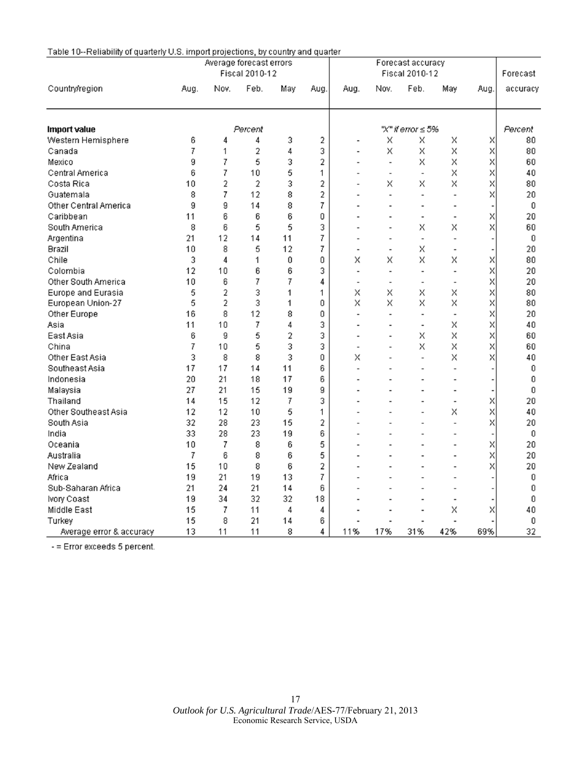Table 10--Reliability of quarterly U.S. import projections, by country and quarter

| Country/region | Average forecast errors Fiscal 2010-12 | | | | | Forecast accuracy Fiscal 2010-12 | | | | | Forecast |
|---|---|---|---|---|---|---|---|---|---|---|---|
| | Aug. | Nov. | Feb. | May | Aug. | Aug. | Nov. | Feb. | May | Aug. | accuracy |
| **Import value** | | | *Percent* | | | | | "X" if error ≤ 5% | | | *Percent* |
| Western Hemisphere | 6 | 4 | 4 | 3 | 2 | - | X | X | X | X | 80 |
| Canada | 7 | 1 | 2 | 4 | 3 | - | X | X | X | X | 80 |
| Mexico | 9 | 7 | 5 | 3 | 2 | - | - | X | X | X | 60 |
| Central America | 6 | 7 | 10 | 5 | 1 | - | - | - | X | X | 40 |
| Costa Rica | 10 | 2 | 2 | 3 | 2 | - | X | X | X | X | 80 |
| Guatemala | 8 | 7 | 12 | 8 | 2 | - | - | - | - | X | 20 |
| Other Central America | 9 | 9 | 14 | 8 | 7 | - | - | - | - | - | 0 |
| Caribbean | 11 | 6 | 6 | 6 | 0 | - | - | - | - | X | 20 |
| South America | 8 | 6 | 5 | 5 | 3 | - | - | X | X | X | 60 |
| Argentina | 21 | 12 | 14 | 11 | 7 | - | - | - | - | - | 0 |
| Brazil | 10 | 8 | 5 | 12 | 7 | - | - | X | - | - | 20 |
| Chile | 3 | 4 | 1 | 0 | 0 | X | X | X | X | X | 80 |
| Colombia | 12 | 10 | 6 | 6 | 3 | - | - | - | - | X | 20 |
| Other South America | 10 | 6 | 7 | 7 | 4 | - | - | - | - | X | 20 |
| Europe and Eurasia | 5 | 2 | 3 | 1 | 1 | X | X | X | X | X | 80 |
| European Union-27 | 5 | 2 | 3 | 1 | 0 | X | X | X | X | X | 80 |
| Other Europe | 16 | 8 | 12 | 8 | 0 | - | - | - | - | X | 20 |
| Asia | 11 | 10 | 7 | 4 | 3 | - | - | - | X | X | 40 |
| East Asia | 6 | 9 | 5 | 2 | 3 | - | - | X | X | X | 60 |
| China | 7 | 10 | 5 | 3 | 3 | - | - | X | X | X | 60 |
| Other East Asia | 3 | 8 | 8 | 3 | 0 | X | - | - | X | X | 40 |
| Southeast Asia | 17 | 17 | 14 | 11 | 6 | - | - | - | - | - | 0 |
| Indonesia | 20 | 21 | 18 | 17 | 6 | - | - | - | - | - | 0 |
| Malaysia | 27 | 21 | 15 | 19 | 9 | - | - | - | - | - | 0 |
| Thailand | 14 | 15 | 12 | 7 | 3 | - | - | - | - | X | 20 |
| Other Southeast Asia | 12 | 12 | 10 | 5 | 1 | - | - | - | X | X | 40 |
| South Asia | 32 | 28 | 23 | 15 | 2 | - | - | - | - | X | 20 |
| India | 33 | 28 | 23 | 19 | 6 | - | - | - | - | - | 0 |
| Oceania | 10 | 7 | 8 | 6 | 5 | - | - | - | - | X | 20 |
| Australia | 7 | 6 | 8 | 6 | 5 | - | - | - | - | X | 20 |
| New Zealand | 15 | 10 | 8 | 6 | 2 | - | - | - | - | X | 20 |
| Africa | 19 | 21 | 19 | 13 | 7 | - | - | - | - | - | 0 |
| Sub-Saharan Africa | 21 | 24 | 21 | 14 | 6 | - | - | - | - | - | 0 |
| Ivory Coast | 19 | 34 | 32 | 32 | 18 | - | - | - | - | - | 0 |
| Middle East | 15 | 7 | 11 | 4 | 4 | - | - | - | X | X | 40 |
| Turkey | 15 | 8 | 21 | 14 | 6 | - | - | - | - | - | 0 |
| Average error & accuracy | 13 | 11 | 11 | 8 | 4 | 11% | 17% | 31% | 42% | 69% | 32 |

- = Error exceeds 5 percent.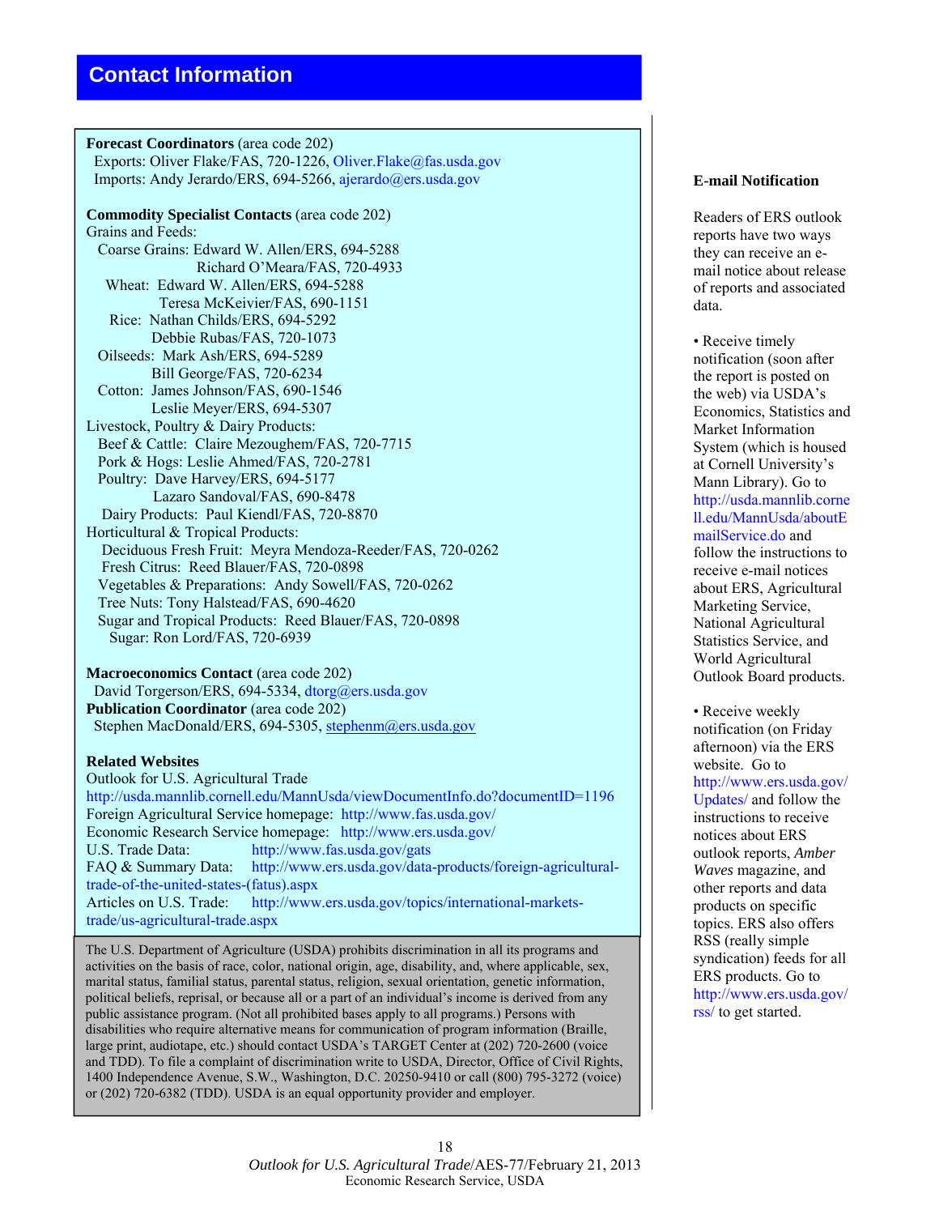## Contact Information

**Forecast Coordinators** (area code 202)
Exports: Oliver Flake/FAS, 720-1226, Oliver.Flake@fas.usda.gov
Imports: Andy Jerardo/ERS, 694-5266, ajerardo@ers.usda.gov

**Commodity Specialist Contacts** (area code 202)
Grains and Feeds:
Coarse Grains: Edward W. Allen/ERS, 694-5288
Richard O'Meara/FAS, 720-4933
Wheat: Edward W. Allen/ERS, 694-5288
Teresa McKeivier/FAS, 690-1151
Rice: Nathan Childs/ERS, 694-5292
Debbie Rubas/FAS, 720-1073
Oilseeds: Mark Ash/ERS, 694-5289
Bill George/FAS, 720-6234
Cotton: James Johnson/FAS, 690-1546
Leslie Meyer/ERS, 694-5307
Livestock, Poultry & Dairy Products:
Beef & Cattle: Claire Mezoughem/FAS, 720-7715
Pork & Hogs: Leslie Ahmed/FAS, 720-2781
Poultry: Dave Harvey/ERS, 694-5177
Lazaro Sandoval/FAS, 690-8478
Dairy Products: Paul Kiendl/FAS, 720-8870
Horticultural & Tropical Products:
Deciduous Fresh Fruit: Meyra Mendoza-Reeder/FAS, 720-0262
Fresh Citrus: Reed Blauer/FAS, 720-0898
Vegetables & Preparations: Andy Sowell/FAS, 720-0262
Tree Nuts: Tony Halstead/FAS, 690-4620
Sugar and Tropical Products: Reed Blauer/FAS, 720-0898
Sugar: Ron Lord/FAS, 720-6939

**Macroeconomics Contact** (area code 202)
David Torgerson/ERS, 694-5334, dtorg@ers.usda.gov
**Publication Coordinator** (area code 202)
Stephen MacDonald/ERS, 694-5305, stephenm@ers.usda.gov

**Related Websites**
Outlook for U.S. Agricultural Trade
http://usda.mannlib.cornell.edu/MannUsda/viewDocumentInfo.do?documentID=1196
Foreign Agricultural Service homepage: http://www.fas.usda.gov/
Economic Research Service homepage: http://www.ers.usda.gov/
U.S. Trade Data: http://www.fas.usda.gov/gats
FAQ & Summary Data: http://www.ers.usda.gov/data-products/foreign-agricultural-trade-of-the-united-states-(fatus).aspx
Articles on U.S. Trade: http://www.ers.usda.gov/topics/international-markets-trade/us-agricultural-trade.aspx

The U.S. Department of Agriculture (USDA) prohibits discrimination in all its programs and activities on the basis of race, color, national origin, age, disability, and, where applicable, sex, marital status, familial status, parental status, religion, sexual orientation, genetic information, political beliefs, reprisal, or because all or a part of an individual's income is derived from any public assistance program. (Not all prohibited bases apply to all programs.) Persons with disabilities who require alternative means for communication of program information (Braille, large print, audiotape, etc.) should contact USDA's TARGET Center at (202) 720-2600 (voice and TDD). To file a complaint of discrimination write to USDA, Director, Office of Civil Rights, 1400 Independence Avenue, S.W., Washington, D.C. 20250-9410 or call (800) 795-3272 (voice) or (202) 720-6382 (TDD). USDA is an equal opportunity provider and employer.

**E-mail Notification**

Readers of ERS outlook reports have two ways they can receive an e-mail notice about release of reports and associated data.

- Receive timely notification (soon after the report is posted on the web) via USDA's Economics, Statistics and Market Information System (which is housed at Cornell University's Mann Library). Go to http://usda.mannlib.cornell.edu/MannUsda/aboutEmailService.do and follow the instructions to receive e-mail notices about ERS, Agricultural Marketing Service, National Agricultural Statistics Service, and World Agricultural Outlook Board products.

- Receive weekly notification (on Friday afternoon) via the ERS website. Go to http://www.ers.usda.gov/Updates/ and follow the instructions to receive notices about ERS outlook reports, *Amber Waves* magazine, and other reports and data products on specific topics. ERS also offers RSS (really simple syndication) feeds for all ERS products. Go to http://www.ers.usda.gov/rss/ to get started.